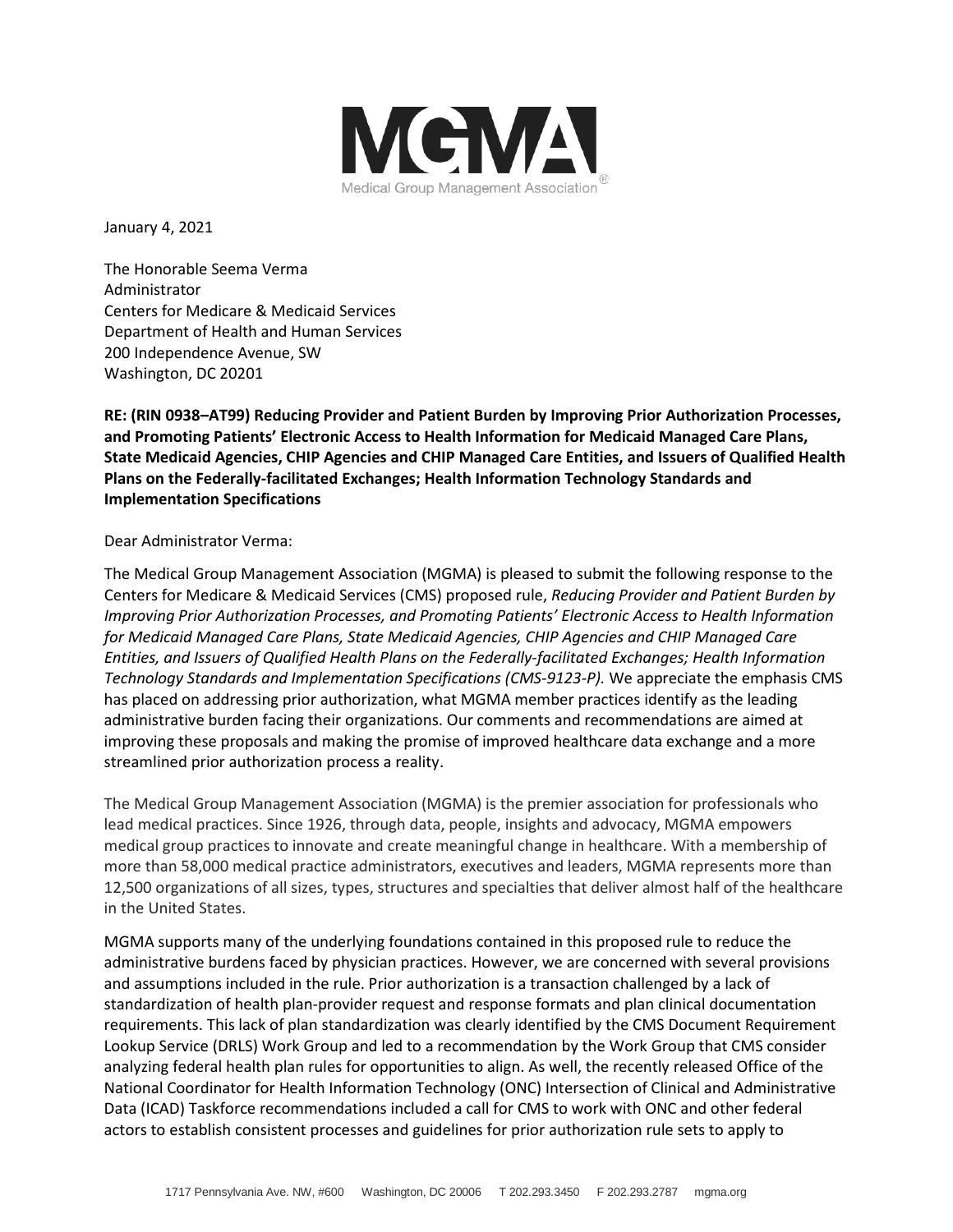January 4, 2021

The Honorable Seema Verma
Administrator
Centers for Medicare & Medicaid Services
Department of Health and Human Services
200 Independence Avenue, SW
Washington, DC 20201

**RE: (RIN 0938–AT99) Reducing Provider and Patient Burden by Improving Prior Authorization Processes, and Promoting Patients' Electronic Access to Health Information for Medicaid Managed Care Plans, State Medicaid Agencies, CHIP Agencies and CHIP Managed Care Entities, and Issuers of Qualified Health Plans on the Federally-facilitated Exchanges; Health Information Technology Standards and Implementation Specifications**

Dear Administrator Verma:

The Medical Group Management Association (MGMA) is pleased to submit the following response to the Centers for Medicare & Medicaid Services (CMS) proposed rule, *Reducing Provider and Patient Burden by Improving Prior Authorization Processes, and Promoting Patients' Electronic Access to Health Information for Medicaid Managed Care Plans, State Medicaid Agencies, CHIP Agencies and CHIP Managed Care Entities, and Issuers of Qualified Health Plans on the Federally-facilitated Exchanges; Health Information Technology Standards and Implementation Specifications (CMS-9123-P).* We appreciate the emphasis CMS has placed on addressing prior authorization, what MGMA member practices identify as the leading administrative burden facing their organizations. Our comments and recommendations are aimed at improving these proposals and making the promise of improved healthcare data exchange and a more streamlined prior authorization process a reality.

The Medical Group Management Association (MGMA) is the premier association for professionals who lead medical practices. Since 1926, through data, people, insights and advocacy, MGMA empowers medical group practices to innovate and create meaningful change in healthcare. With a membership of more than 58,000 medical practice administrators, executives and leaders, MGMA represents more than 12,500 organizations of all sizes, types, structures and specialties that deliver almost half of the healthcare in the United States.

MGMA supports many of the underlying foundations contained in this proposed rule to reduce the administrative burdens faced by physician practices. However, we are concerned with several provisions and assumptions included in the rule. Prior authorization is a transaction challenged by a lack of standardization of health plan-provider request and response formats and plan clinical documentation requirements. This lack of plan standardization was clearly identified by the CMS Document Requirement Lookup Service (DRLS) Work Group and led to a recommendation by the Work Group that CMS consider analyzing federal health plan rules for opportunities to align. As well, the recently released Office of the National Coordinator for Health Information Technology (ONC) Intersection of Clinical and Administrative Data (ICAD) Taskforce recommendations included a call for CMS to work with ONC and other federal actors to establish consistent processes and guidelines for prior authorization rule sets to apply to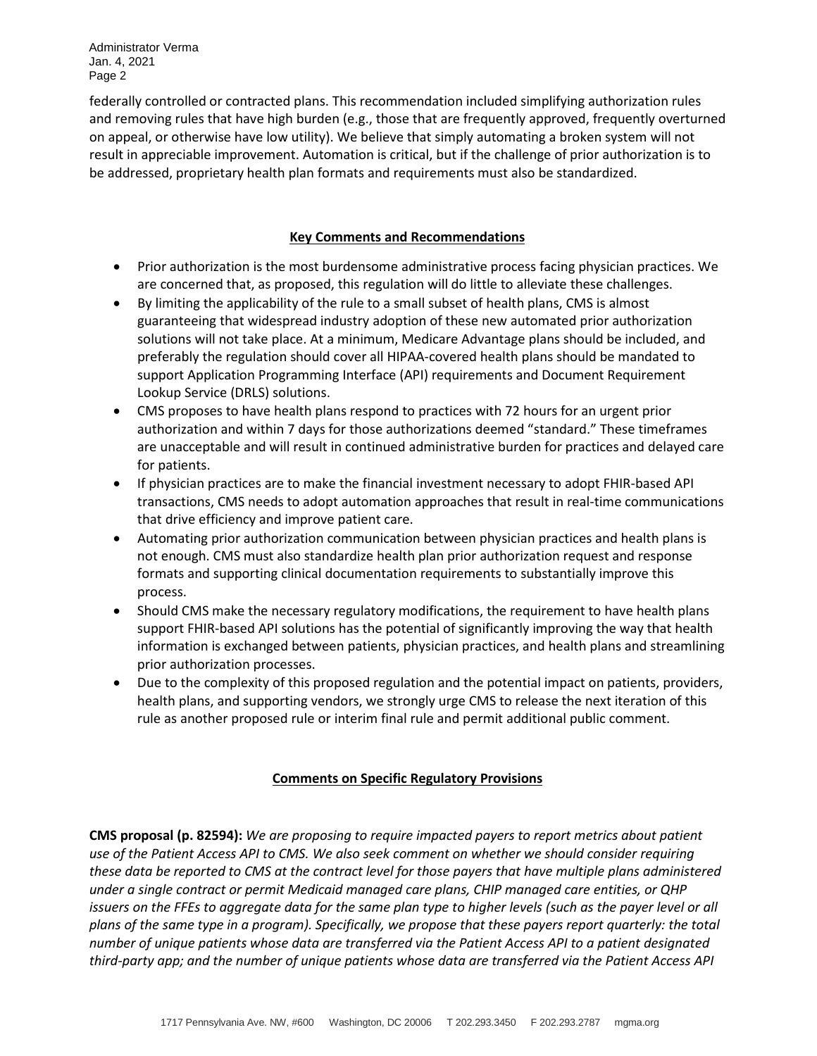federally controlled or contracted plans. This recommendation included simplifying authorization rules and removing rules that have high burden (e.g., those that are frequently approved, frequently overturned on appeal, or otherwise have low utility). We believe that simply automating a broken system will not result in appreciable improvement. Automation is critical, but if the challenge of prior authorization is to be addressed, proprietary health plan formats and requirements must also be standardized.

## Key Comments and Recommendations

- Prior authorization is the most burdensome administrative process facing physician practices. We are concerned that, as proposed, this regulation will do little to alleviate these challenges.
- By limiting the applicability of the rule to a small subset of health plans, CMS is almost guaranteeing that widespread industry adoption of these new automated prior authorization solutions will not take place. At a minimum, Medicare Advantage plans should be included, and preferably the regulation should cover all HIPAA-covered health plans should be mandated to support Application Programming Interface (API) requirements and Document Requirement Lookup Service (DRLS) solutions.
- CMS proposes to have health plans respond to practices with 72 hours for an urgent prior authorization and within 7 days for those authorizations deemed "standard." These timeframes are unacceptable and will result in continued administrative burden for practices and delayed care for patients.
- If physician practices are to make the financial investment necessary to adopt FHIR-based API transactions, CMS needs to adopt automation approaches that result in real-time communications that drive efficiency and improve patient care.
- Automating prior authorization communication between physician practices and health plans is not enough. CMS must also standardize health plan prior authorization request and response formats and supporting clinical documentation requirements to substantially improve this process.
- Should CMS make the necessary regulatory modifications, the requirement to have health plans support FHIR-based API solutions has the potential of significantly improving the way that health information is exchanged between patients, physician practices, and health plans and streamlining prior authorization processes.
- Due to the complexity of this proposed regulation and the potential impact on patients, providers, health plans, and supporting vendors, we strongly urge CMS to release the next iteration of this rule as another proposed rule or interim final rule and permit additional public comment.

## Comments on Specific Regulatory Provisions

**CMS proposal (p. 82594):** *We are proposing to require impacted payers to report metrics about patient use of the Patient Access API to CMS. We also seek comment on whether we should consider requiring these data be reported to CMS at the contract level for those payers that have multiple plans administered under a single contract or permit Medicaid managed care plans, CHIP managed care entities, or QHP issuers on the FFEs to aggregate data for the same plan type to higher levels (such as the payer level or all plans of the same type in a program). Specifically, we propose that these payers report quarterly: the total number of unique patients whose data are transferred via the Patient Access API to a patient designated third-party app; and the number of unique patients whose data are transferred via the Patient Access API*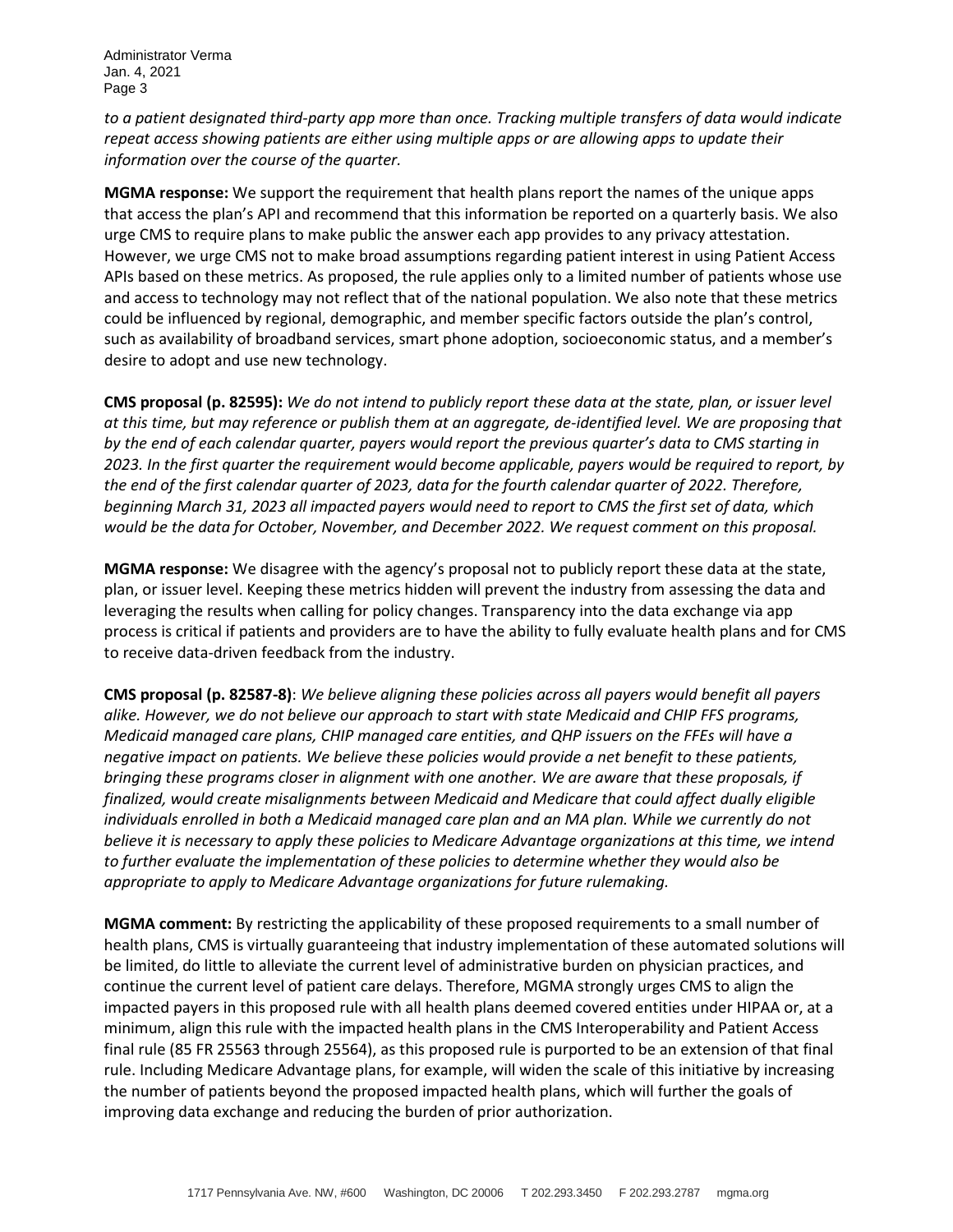*to a patient designated third-party app more than once. Tracking multiple transfers of data would indicate repeat access showing patients are either using multiple apps or are allowing apps to update their information over the course of the quarter.*

**MGMA response:** We support the requirement that health plans report the names of the unique apps that access the plan's API and recommend that this information be reported on a quarterly basis. We also urge CMS to require plans to make public the answer each app provides to any privacy attestation. However, we urge CMS not to make broad assumptions regarding patient interest in using Patient Access APIs based on these metrics. As proposed, the rule applies only to a limited number of patients whose use and access to technology may not reflect that of the national population. We also note that these metrics could be influenced by regional, demographic, and member specific factors outside the plan's control, such as availability of broadband services, smart phone adoption, socioeconomic status, and a member's desire to adopt and use new technology.

**CMS proposal (p. 82595):** *We do not intend to publicly report these data at the state, plan, or issuer level at this time, but may reference or publish them at an aggregate, de-identified level. We are proposing that by the end of each calendar quarter, payers would report the previous quarter's data to CMS starting in 2023. In the first quarter the requirement would become applicable, payers would be required to report, by the end of the first calendar quarter of 2023, data for the fourth calendar quarter of 2022. Therefore, beginning March 31, 2023 all impacted payers would need to report to CMS the first set of data, which would be the data for October, November, and December 2022. We request comment on this proposal.*

**MGMA response:** We disagree with the agency's proposal not to publicly report these data at the state, plan, or issuer level. Keeping these metrics hidden will prevent the industry from assessing the data and leveraging the results when calling for policy changes. Transparency into the data exchange via app process is critical if patients and providers are to have the ability to fully evaluate health plans and for CMS to receive data-driven feedback from the industry.

**CMS proposal (p. 82587-8)**: *We believe aligning these policies across all payers would benefit all payers alike. However, we do not believe our approach to start with state Medicaid and CHIP FFS programs, Medicaid managed care plans, CHIP managed care entities, and QHP issuers on the FFEs will have a negative impact on patients. We believe these policies would provide a net benefit to these patients, bringing these programs closer in alignment with one another. We are aware that these proposals, if finalized, would create misalignments between Medicaid and Medicare that could affect dually eligible individuals enrolled in both a Medicaid managed care plan and an MA plan. While we currently do not believe it is necessary to apply these policies to Medicare Advantage organizations at this time, we intend to further evaluate the implementation of these policies to determine whether they would also be appropriate to apply to Medicare Advantage organizations for future rulemaking.*

**MGMA comment:** By restricting the applicability of these proposed requirements to a small number of health plans, CMS is virtually guaranteeing that industry implementation of these automated solutions will be limited, do little to alleviate the current level of administrative burden on physician practices, and continue the current level of patient care delays. Therefore, MGMA strongly urges CMS to align the impacted payers in this proposed rule with all health plans deemed covered entities under HIPAA or, at a minimum, align this rule with the impacted health plans in the CMS Interoperability and Patient Access final rule (85 FR 25563 through 25564), as this proposed rule is purported to be an extension of that final rule. Including Medicare Advantage plans, for example, will widen the scale of this initiative by increasing the number of patients beyond the proposed impacted health plans, which will further the goals of improving data exchange and reducing the burden of prior authorization.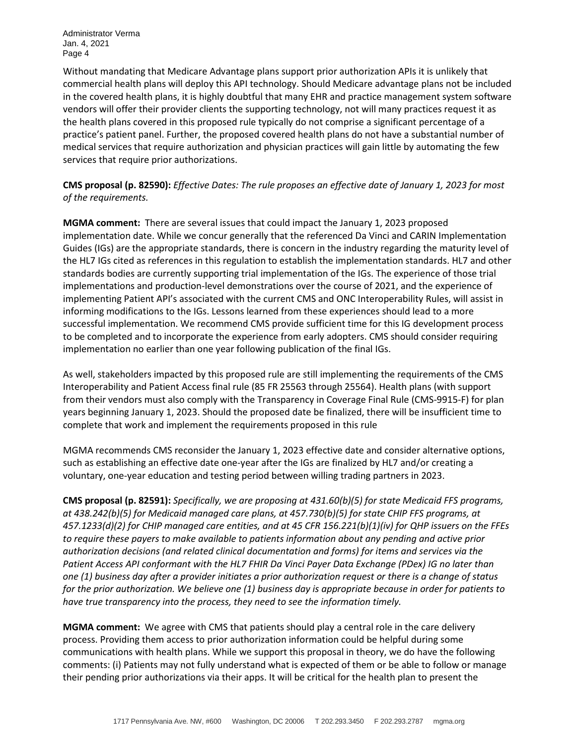Without mandating that Medicare Advantage plans support prior authorization APIs it is unlikely that commercial health plans will deploy this API technology. Should Medicare advantage plans not be included in the covered health plans, it is highly doubtful that many EHR and practice management system software vendors will offer their provider clients the supporting technology, not will many practices request it as the health plans covered in this proposed rule typically do not comprise a significant percentage of a practice's patient panel. Further, the proposed covered health plans do not have a substantial number of medical services that require authorization and physician practices will gain little by automating the few services that require prior authorizations.

**CMS proposal (p. 82590):** *Effective Dates: The rule proposes an effective date of January 1, 2023 for most of the requirements.*

**MGMA comment:** There are several issues that could impact the January 1, 2023 proposed implementation date. While we concur generally that the referenced Da Vinci and CARIN Implementation Guides (IGs) are the appropriate standards, there is concern in the industry regarding the maturity level of the HL7 IGs cited as references in this regulation to establish the implementation standards. HL7 and other standards bodies are currently supporting trial implementation of the IGs. The experience of those trial implementations and production-level demonstrations over the course of 2021, and the experience of implementing Patient API's associated with the current CMS and ONC Interoperability Rules, will assist in informing modifications to the IGs. Lessons learned from these experiences should lead to a more successful implementation. We recommend CMS provide sufficient time for this IG development process to be completed and to incorporate the experience from early adopters. CMS should consider requiring implementation no earlier than one year following publication of the final IGs.

As well, stakeholders impacted by this proposed rule are still implementing the requirements of the CMS Interoperability and Patient Access final rule (85 FR 25563 through 25564). Health plans (with support from their vendors must also comply with the Transparency in Coverage Final Rule (CMS-9915-F) for plan years beginning January 1, 2023. Should the proposed date be finalized, there will be insufficient time to complete that work and implement the requirements proposed in this rule

MGMA recommends CMS reconsider the January 1, 2023 effective date and consider alternative options, such as establishing an effective date one-year after the IGs are finalized by HL7 and/or creating a voluntary, one-year education and testing period between willing trading partners in 2023.

**CMS proposal (p. 82591):** *Specifically, we are proposing at 431.60(b)(5) for state Medicaid FFS programs, at 438.242(b)(5) for Medicaid managed care plans, at 457.730(b)(5) for state CHIP FFS programs, at 457.1233(d)(2) for CHIP managed care entities, and at 45 CFR 156.221(b)(1)(iv) for QHP issuers on the FFEs to require these payers to make available to patients information about any pending and active prior authorization decisions (and related clinical documentation and forms) for items and services via the Patient Access API conformant with the HL7 FHIR Da Vinci Payer Data Exchange (PDex) IG no later than one (1) business day after a provider initiates a prior authorization request or there is a change of status for the prior authorization. We believe one (1) business day is appropriate because in order for patients to have true transparency into the process, they need to see the information timely.*

**MGMA comment:** We agree with CMS that patients should play a central role in the care delivery process. Providing them access to prior authorization information could be helpful during some communications with health plans. While we support this proposal in theory, we do have the following comments: (i) Patients may not fully understand what is expected of them or be able to follow or manage their pending prior authorizations via their apps. It will be critical for the health plan to present the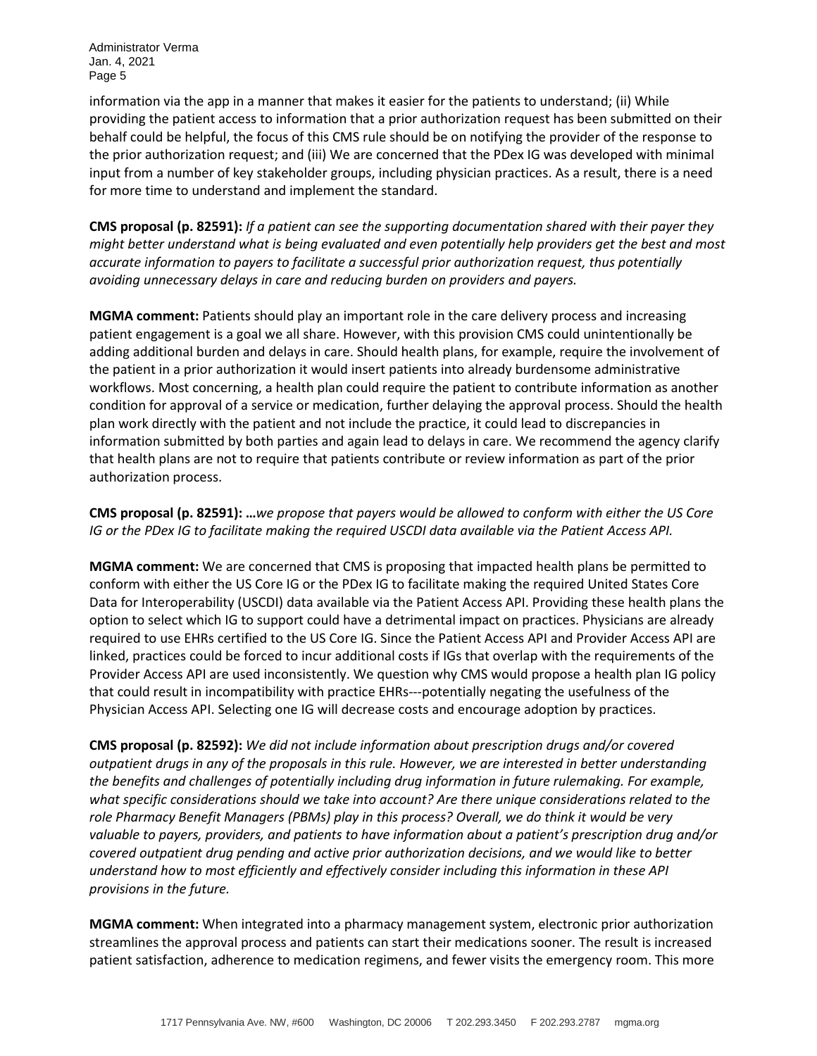information via the app in a manner that makes it easier for the patients to understand; (ii) While providing the patient access to information that a prior authorization request has been submitted on their behalf could be helpful, the focus of this CMS rule should be on notifying the provider of the response to the prior authorization request; and (iii) We are concerned that the PDex IG was developed with minimal input from a number of key stakeholder groups, including physician practices. As a result, there is a need for more time to understand and implement the standard.

**CMS proposal (p. 82591):** *If a patient can see the supporting documentation shared with their payer they might better understand what is being evaluated and even potentially help providers get the best and most accurate information to payers to facilitate a successful prior authorization request, thus potentially avoiding unnecessary delays in care and reducing burden on providers and payers.*

**MGMA comment:** Patients should play an important role in the care delivery process and increasing patient engagement is a goal we all share. However, with this provision CMS could unintentionally be adding additional burden and delays in care. Should health plans, for example, require the involvement of the patient in a prior authorization it would insert patients into already burdensome administrative workflows. Most concerning, a health plan could require the patient to contribute information as another condition for approval of a service or medication, further delaying the approval process. Should the health plan work directly with the patient and not include the practice, it could lead to discrepancies in information submitted by both parties and again lead to delays in care. We recommend the agency clarify that health plans are not to require that patients contribute or review information as part of the prior authorization process.

**CMS proposal (p. 82591): …***we propose that payers would be allowed to conform with either the US Core IG or the PDex IG to facilitate making the required USCDI data available via the Patient Access API.*

**MGMA comment:** We are concerned that CMS is proposing that impacted health plans be permitted to conform with either the US Core IG or the PDex IG to facilitate making the required United States Core Data for Interoperability (USCDI) data available via the Patient Access API. Providing these health plans the option to select which IG to support could have a detrimental impact on practices. Physicians are already required to use EHRs certified to the US Core IG. Since the Patient Access API and Provider Access API are linked, practices could be forced to incur additional costs if IGs that overlap with the requirements of the Provider Access API are used inconsistently. We question why CMS would propose a health plan IG policy that could result in incompatibility with practice EHRs---potentially negating the usefulness of the Physician Access API. Selecting one IG will decrease costs and encourage adoption by practices.

**CMS proposal (p. 82592):** *We did not include information about prescription drugs and/or covered outpatient drugs in any of the proposals in this rule. However, we are interested in better understanding the benefits and challenges of potentially including drug information in future rulemaking. For example, what specific considerations should we take into account? Are there unique considerations related to the role Pharmacy Benefit Managers (PBMs) play in this process? Overall, we do think it would be very valuable to payers, providers, and patients to have information about a patient's prescription drug and/or covered outpatient drug pending and active prior authorization decisions, and we would like to better understand how to most efficiently and effectively consider including this information in these API provisions in the future.*

**MGMA comment:** When integrated into a pharmacy management system, electronic prior authorization streamlines the approval process and patients can start their medications sooner. The result is increased patient satisfaction, adherence to medication regimens, and fewer visits the emergency room. This more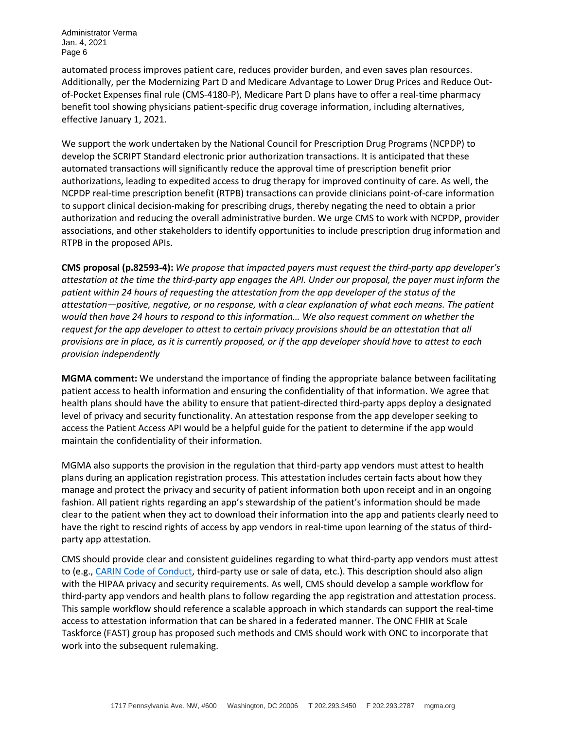automated process improves patient care, reduces provider burden, and even saves plan resources. Additionally, per the Modernizing Part D and Medicare Advantage to Lower Drug Prices and Reduce Out-of-Pocket Expenses final rule (CMS-4180-P), Medicare Part D plans have to offer a real-time pharmacy benefit tool showing physicians patient-specific drug coverage information, including alternatives, effective January 1, 2021.

We support the work undertaken by the National Council for Prescription Drug Programs (NCPDP) to develop the SCRIPT Standard electronic prior authorization transactions. It is anticipated that these automated transactions will significantly reduce the approval time of prescription benefit prior authorizations, leading to expedited access to drug therapy for improved continuity of care. As well, the NCPDP real-time prescription benefit (RTPB) transactions can provide clinicians point-of-care information to support clinical decision-making for prescribing drugs, thereby negating the need to obtain a prior authorization and reducing the overall administrative burden. We urge CMS to work with NCPDP, provider associations, and other stakeholders to identify opportunities to include prescription drug information and RTPB in the proposed APIs.

**CMS proposal (p.82593-4):** *We propose that impacted payers must request the third-party app developer's attestation at the time the third-party app engages the API. Under our proposal, the payer must inform the patient within 24 hours of requesting the attestation from the app developer of the status of the attestation—positive, negative, or no response, with a clear explanation of what each means. The patient would then have 24 hours to respond to this information… We also request comment on whether the request for the app developer to attest to certain privacy provisions should be an attestation that all provisions are in place, as it is currently proposed, or if the app developer should have to attest to each provision independently*

**MGMA comment:** We understand the importance of finding the appropriate balance between facilitating patient access to health information and ensuring the confidentiality of that information. We agree that health plans should have the ability to ensure that patient-directed third-party apps deploy a designated level of privacy and security functionality. An attestation response from the app developer seeking to access the Patient Access API would be a helpful guide for the patient to determine if the app would maintain the confidentiality of their information.

MGMA also supports the provision in the regulation that third-party app vendors must attest to health plans during an application registration process. This attestation includes certain facts about how they manage and protect the privacy and security of patient information both upon receipt and in an ongoing fashion. All patient rights regarding an app's stewardship of the patient's information should be made clear to the patient when they act to download their information into the app and patients clearly need to have the right to rescind rights of access by app vendors in real-time upon learning of the status of third-party app attestation.

CMS should provide clear and consistent guidelines regarding to what third-party app vendors must attest to (e.g., [CARIN Code of Conduct](), third-party use or sale of data, etc.). This description should also align with the HIPAA privacy and security requirements. As well, CMS should develop a sample workflow for third-party app vendors and health plans to follow regarding the app registration and attestation process. This sample workflow should reference a scalable approach in which standards can support the real-time access to attestation information that can be shared in a federated manner. The ONC FHIR at Scale Taskforce (FAST) group has proposed such methods and CMS should work with ONC to incorporate that work into the subsequent rulemaking.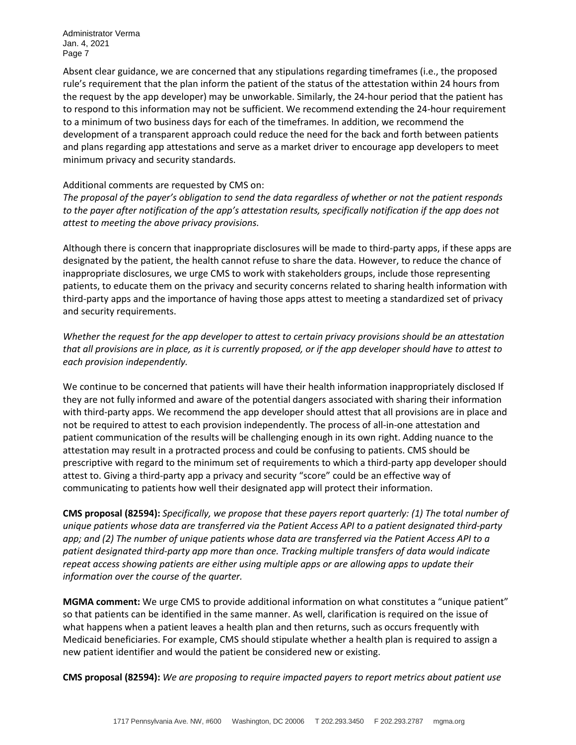Absent clear guidance, we are concerned that any stipulations regarding timeframes (i.e., the proposed rule's requirement that the plan inform the patient of the status of the attestation within 24 hours from the request by the app developer) may be unworkable. Similarly, the 24-hour period that the patient has to respond to this information may not be sufficient. We recommend extending the 24-hour requirement to a minimum of two business days for each of the timeframes. In addition, we recommend the development of a transparent approach could reduce the need for the back and forth between patients and plans regarding app attestations and serve as a market driver to encourage app developers to meet minimum privacy and security standards.

Additional comments are requested by CMS on:

*The proposal of the payer's obligation to send the data regardless of whether or not the patient responds to the payer after notification of the app's attestation results, specifically notification if the app does not attest to meeting the above privacy provisions.*

Although there is concern that inappropriate disclosures will be made to third-party apps, if these apps are designated by the patient, the health cannot refuse to share the data. However, to reduce the chance of inappropriate disclosures, we urge CMS to work with stakeholders groups, include those representing patients, to educate them on the privacy and security concerns related to sharing health information with third-party apps and the importance of having those apps attest to meeting a standardized set of privacy and security requirements.

*Whether the request for the app developer to attest to certain privacy provisions should be an attestation that all provisions are in place, as it is currently proposed, or if the app developer should have to attest to each provision independently.*

We continue to be concerned that patients will have their health information inappropriately disclosed If they are not fully informed and aware of the potential dangers associated with sharing their information with third-party apps. We recommend the app developer should attest that all provisions are in place and not be required to attest to each provision independently. The process of all-in-one attestation and patient communication of the results will be challenging enough in its own right. Adding nuance to the attestation may result in a protracted process and could be confusing to patients. CMS should be prescriptive with regard to the minimum set of requirements to which a third-party app developer should attest to. Giving a third-party app a privacy and security "score" could be an effective way of communicating to patients how well their designated app will protect their information.

**CMS proposal (82594):** *Specifically, we propose that these payers report quarterly: (1) The total number of unique patients whose data are transferred via the Patient Access API to a patient designated third-party app; and (2) The number of unique patients whose data are transferred via the Patient Access API to a patient designated third-party app more than once. Tracking multiple transfers of data would indicate repeat access showing patients are either using multiple apps or are allowing apps to update their information over the course of the quarter.*

**MGMA comment:** We urge CMS to provide additional information on what constitutes a "unique patient" so that patients can be identified in the same manner. As well, clarification is required on the issue of what happens when a patient leaves a health plan and then returns, such as occurs frequently with Medicaid beneficiaries. For example, CMS should stipulate whether a health plan is required to assign a new patient identifier and would the patient be considered new or existing.

**CMS proposal (82594):** *We are proposing to require impacted payers to report metrics about patient use*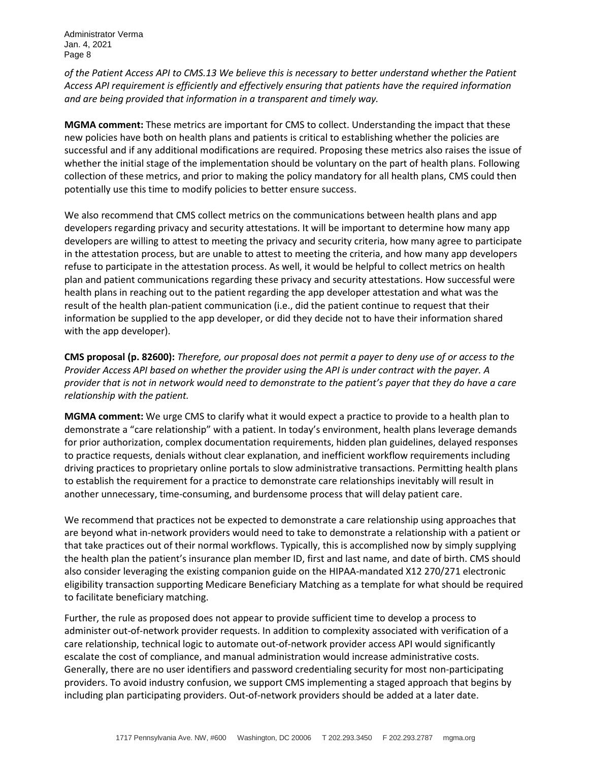*of the Patient Access API to CMS.[13] We believe this is necessary to better understand whether the Patient Access API requirement is efficiently and effectively ensuring that patients have the required information and are being provided that information in a transparent and timely way.*

**MGMA comment:** These metrics are important for CMS to collect. Understanding the impact that these new policies have both on health plans and patients is critical to establishing whether the policies are successful and if any additional modifications are required. Proposing these metrics also raises the issue of whether the initial stage of the implementation should be voluntary on the part of health plans. Following collection of these metrics, and prior to making the policy mandatory for all health plans, CMS could then potentially use this time to modify policies to better ensure success.

We also recommend that CMS collect metrics on the communications between health plans and app developers regarding privacy and security attestations. It will be important to determine how many app developers are willing to attest to meeting the privacy and security criteria, how many agree to participate in the attestation process, but are unable to attest to meeting the criteria, and how many app developers refuse to participate in the attestation process. As well, it would be helpful to collect metrics on health plan and patient communications regarding these privacy and security attestations. How successful were health plans in reaching out to the patient regarding the app developer attestation and what was the result of the health plan-patient communication (i.e., did the patient continue to request that their information be supplied to the app developer, or did they decide not to have their information shared with the app developer).

**CMS proposal (p. 82600):** *Therefore, our proposal does not permit a payer to deny use of or access to the Provider Access API based on whether the provider using the API is under contract with the payer. A provider that is not in network would need to demonstrate to the patient's payer that they do have a care relationship with the patient.*

**MGMA comment:** We urge CMS to clarify what it would expect a practice to provide to a health plan to demonstrate a "care relationship" with a patient. In today's environment, health plans leverage demands for prior authorization, complex documentation requirements, hidden plan guidelines, delayed responses to practice requests, denials without clear explanation, and inefficient workflow requirements including driving practices to proprietary online portals to slow administrative transactions. Permitting health plans to establish the requirement for a practice to demonstrate care relationships inevitably will result in another unnecessary, time-consuming, and burdensome process that will delay patient care.

We recommend that practices not be expected to demonstrate a care relationship using approaches that are beyond what in-network providers would need to take to demonstrate a relationship with a patient or that take practices out of their normal workflows. Typically, this is accomplished now by simply supplying the health plan the patient's insurance plan member ID, first and last name, and date of birth. CMS should also consider leveraging the existing companion guide on the HIPAA-mandated X12 270/271 electronic eligibility transaction supporting Medicare Beneficiary Matching as a template for what should be required to facilitate beneficiary matching.

Further, the rule as proposed does not appear to provide sufficient time to develop a process to administer out-of-network provider requests. In addition to complexity associated with verification of a care relationship, technical logic to automate out-of-network provider access API would significantly escalate the cost of compliance, and manual administration would increase administrative costs. Generally, there are no user identifiers and password credentialing security for most non-participating providers. To avoid industry confusion, we support CMS implementing a staged approach that begins by including plan participating providers. Out-of-network providers should be added at a later date.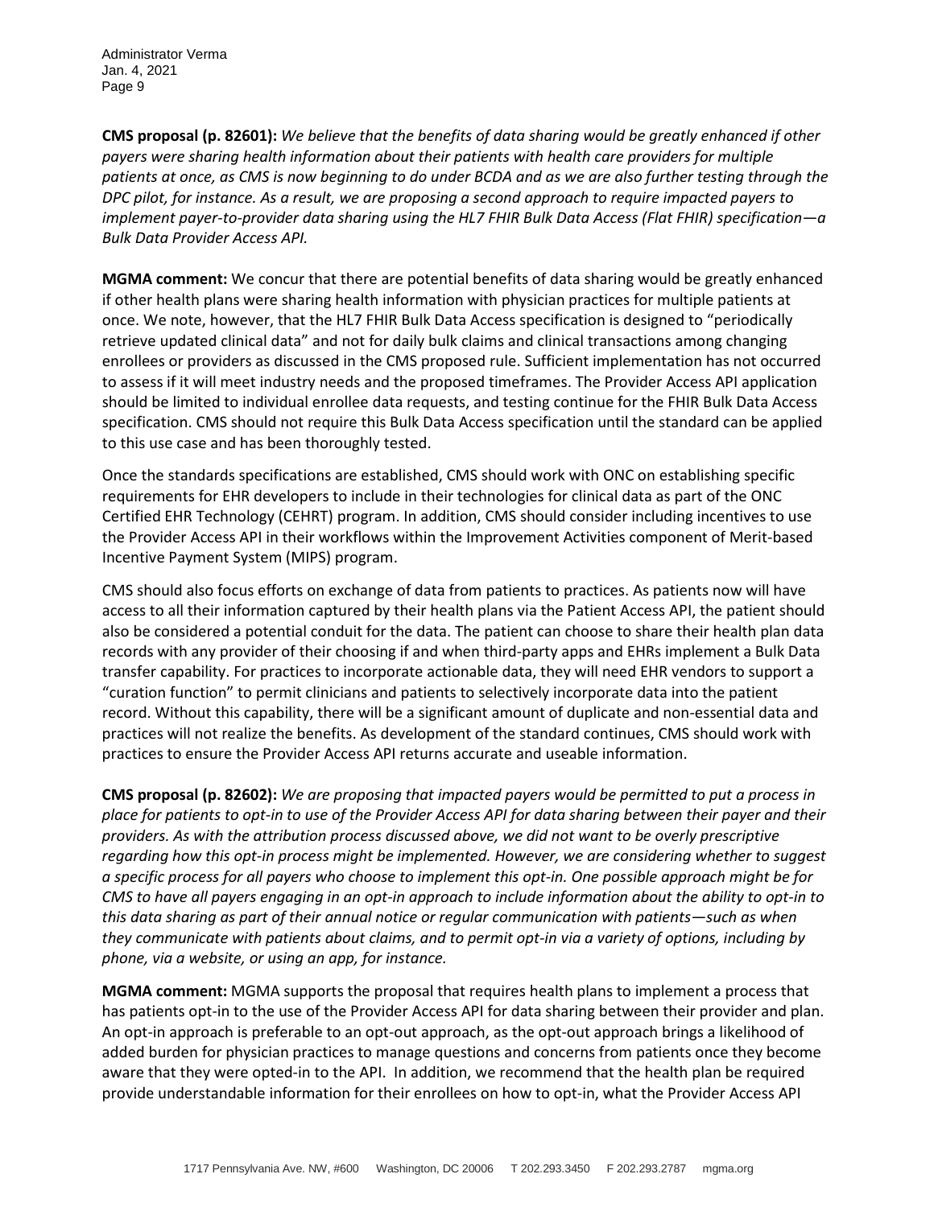**CMS proposal (p. 82601):** *We believe that the benefits of data sharing would be greatly enhanced if other payers were sharing health information about their patients with health care providers for multiple patients at once, as CMS is now beginning to do under BCDA and as we are also further testing through the DPC pilot, for instance. As a result, we are proposing a second approach to require impacted payers to implement payer-to-provider data sharing using the HL7 FHIR Bulk Data Access (Flat FHIR) specification—a Bulk Data Provider Access API.*

**MGMA comment:** We concur that there are potential benefits of data sharing would be greatly enhanced if other health plans were sharing health information with physician practices for multiple patients at once. We note, however, that the HL7 FHIR Bulk Data Access specification is designed to "periodically retrieve updated clinical data" and not for daily bulk claims and clinical transactions among changing enrollees or providers as discussed in the CMS proposed rule. Sufficient implementation has not occurred to assess if it will meet industry needs and the proposed timeframes. The Provider Access API application should be limited to individual enrollee data requests, and testing continue for the FHIR Bulk Data Access specification. CMS should not require this Bulk Data Access specification until the standard can be applied to this use case and has been thoroughly tested.

Once the standards specifications are established, CMS should work with ONC on establishing specific requirements for EHR developers to include in their technologies for clinical data as part of the ONC Certified EHR Technology (CEHRT) program. In addition, CMS should consider including incentives to use the Provider Access API in their workflows within the Improvement Activities component of Merit-based Incentive Payment System (MIPS) program.

CMS should also focus efforts on exchange of data from patients to practices. As patients now will have access to all their information captured by their health plans via the Patient Access API, the patient should also be considered a potential conduit for the data. The patient can choose to share their health plan data records with any provider of their choosing if and when third-party apps and EHRs implement a Bulk Data transfer capability. For practices to incorporate actionable data, they will need EHR vendors to support a "curation function" to permit clinicians and patients to selectively incorporate data into the patient record. Without this capability, there will be a significant amount of duplicate and non-essential data and practices will not realize the benefits. As development of the standard continues, CMS should work with practices to ensure the Provider Access API returns accurate and useable information.

**CMS proposal (p. 82602):** *We are proposing that impacted payers would be permitted to put a process in place for patients to opt-in to use of the Provider Access API for data sharing between their payer and their providers. As with the attribution process discussed above, we did not want to be overly prescriptive regarding how this opt-in process might be implemented. However, we are considering whether to suggest a specific process for all payers who choose to implement this opt-in. One possible approach might be for CMS to have all payers engaging in an opt-in approach to include information about the ability to opt-in to this data sharing as part of their annual notice or regular communication with patients—such as when they communicate with patients about claims, and to permit opt-in via a variety of options, including by phone, via a website, or using an app, for instance.*

**MGMA comment:** MGMA supports the proposal that requires health plans to implement a process that has patients opt-in to the use of the Provider Access API for data sharing between their provider and plan. An opt-in approach is preferable to an opt-out approach, as the opt-out approach brings a likelihood of added burden for physician practices to manage questions and concerns from patients once they become aware that they were opted-in to the API. In addition, we recommend that the health plan be required provide understandable information for their enrollees on how to opt-in, what the Provider Access API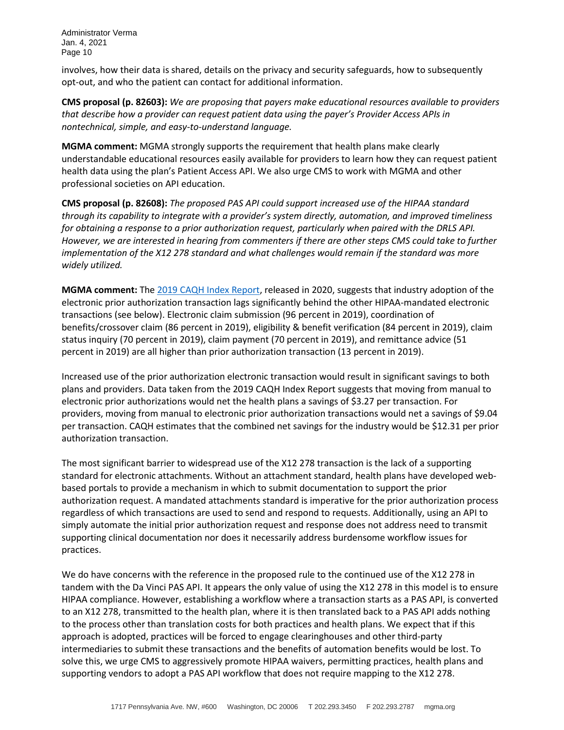involves, how their data is shared, details on the privacy and security safeguards, how to subsequently opt-out, and who the patient can contact for additional information.

**CMS proposal (p. 82603):** *We are proposing that payers make educational resources available to providers that describe how a provider can request patient data using the payer's Provider Access APIs in nontechnical, simple, and easy-to-understand language.*

**MGMA comment:** MGMA strongly supports the requirement that health plans make clearly understandable educational resources easily available for providers to learn how they can request patient health data using the plan's Patient Access API. We also urge CMS to work with MGMA and other professional societies on API education.

**CMS proposal (p. 82608):** *The proposed PAS API could support increased use of the HIPAA standard through its capability to integrate with a provider's system directly, automation, and improved timeliness for obtaining a response to a prior authorization request, particularly when paired with the DRLS API. However, we are interested in hearing from commenters if there are other steps CMS could take to further implementation of the X12 278 standard and what challenges would remain if the standard was more widely utilized.*

**MGMA comment:** The 2019 CAQH Index Report, released in 2020, suggests that industry adoption of the electronic prior authorization transaction lags significantly behind the other HIPAA-mandated electronic transactions (see below). Electronic claim submission (96 percent in 2019), coordination of benefits/crossover claim (86 percent in 2019), eligibility & benefit verification (84 percent in 2019), claim status inquiry (70 percent in 2019), claim payment (70 percent in 2019), and remittance advice (51 percent in 2019) are all higher than prior authorization transaction (13 percent in 2019).

Increased use of the prior authorization electronic transaction would result in significant savings to both plans and providers. Data taken from the 2019 CAQH Index Report suggests that moving from manual to electronic prior authorizations would net the health plans a savings of $3.27 per transaction. For providers, moving from manual to electronic prior authorization transactions would net a savings of $9.04 per transaction. CAQH estimates that the combined net savings for the industry would be $12.31 per prior authorization transaction.

The most significant barrier to widespread use of the X12 278 transaction is the lack of a supporting standard for electronic attachments. Without an attachment standard, health plans have developed web-based portals to provide a mechanism in which to submit documentation to support the prior authorization request. A mandated attachments standard is imperative for the prior authorization process regardless of which transactions are used to send and respond to requests. Additionally, using an API to simply automate the initial prior authorization request and response does not address need to transmit supporting clinical documentation nor does it necessarily address burdensome workflow issues for practices.

We do have concerns with the reference in the proposed rule to the continued use of the X12 278 in tandem with the Da Vinci PAS API. It appears the only value of using the X12 278 in this model is to ensure HIPAA compliance. However, establishing a workflow where a transaction starts as a PAS API, is converted to an X12 278, transmitted to the health plan, where it is then translated back to a PAS API adds nothing to the process other than translation costs for both practices and health plans. We expect that if this approach is adopted, practices will be forced to engage clearinghouses and other third-party intermediaries to submit these transactions and the benefits of automation benefits would be lost. To solve this, we urge CMS to aggressively promote HIPAA waivers, permitting practices, health plans and supporting vendors to adopt a PAS API workflow that does not require mapping to the X12 278.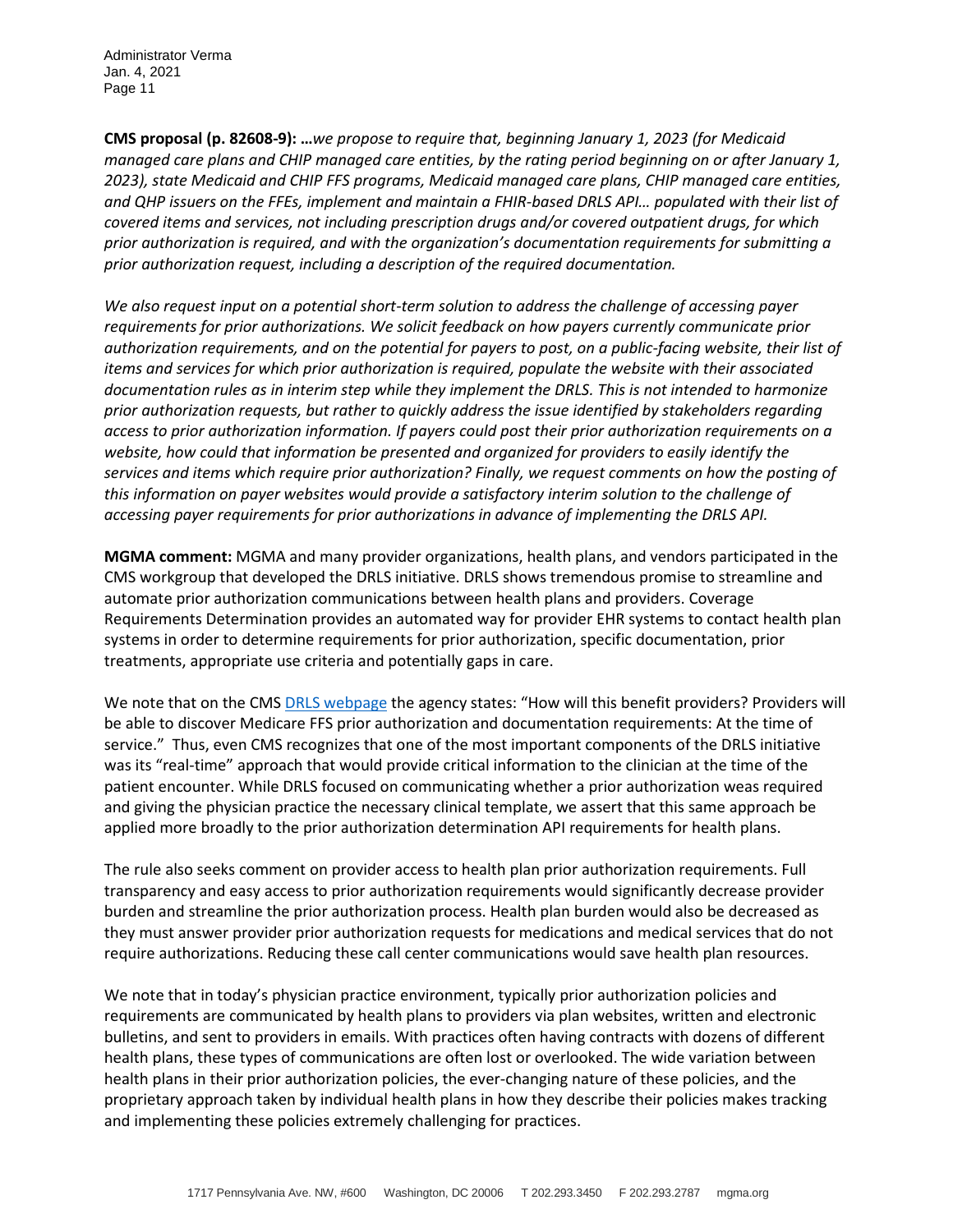**CMS proposal (p. 82608-9): …***we propose to require that, beginning January 1, 2023 (for Medicaid managed care plans and CHIP managed care entities, by the rating period beginning on or after January 1, 2023), state Medicaid and CHIP FFS programs, Medicaid managed care plans, CHIP managed care entities, and QHP issuers on the FFEs, implement and maintain a FHIR-based DRLS API… populated with their list of covered items and services, not including prescription drugs and/or covered outpatient drugs, for which prior authorization is required, and with the organization's documentation requirements for submitting a prior authorization request, including a description of the required documentation.*

*We also request input on a potential short-term solution to address the challenge of accessing payer requirements for prior authorizations. We solicit feedback on how payers currently communicate prior authorization requirements, and on the potential for payers to post, on a public-facing website, their list of items and services for which prior authorization is required, populate the website with their associated documentation rules as in interim step while they implement the DRLS. This is not intended to harmonize prior authorization requests, but rather to quickly address the issue identified by stakeholders regarding access to prior authorization information. If payers could post their prior authorization requirements on a website, how could that information be presented and organized for providers to easily identify the services and items which require prior authorization? Finally, we request comments on how the posting of this information on payer websites would provide a satisfactory interim solution to the challenge of accessing payer requirements for prior authorizations in advance of implementing the DRLS API.*

**MGMA comment:** MGMA and many provider organizations, health plans, and vendors participated in the CMS workgroup that developed the DRLS initiative. DRLS shows tremendous promise to streamline and automate prior authorization communications between health plans and providers. Coverage Requirements Determination provides an automated way for provider EHR systems to contact health plan systems in order to determine requirements for prior authorization, specific documentation, prior treatments, appropriate use criteria and potentially gaps in care.

We note that on the CMS DRLS webpage the agency states: "How will this benefit providers? Providers will be able to discover Medicare FFS prior authorization and documentation requirements: At the time of service." Thus, even CMS recognizes that one of the most important components of the DRLS initiative was its "real-time" approach that would provide critical information to the clinician at the time of the patient encounter. While DRLS focused on communicating whether a prior authorization weas required and giving the physician practice the necessary clinical template, we assert that this same approach be applied more broadly to the prior authorization determination API requirements for health plans.

The rule also seeks comment on provider access to health plan prior authorization requirements. Full transparency and easy access to prior authorization requirements would significantly decrease provider burden and streamline the prior authorization process. Health plan burden would also be decreased as they must answer provider prior authorization requests for medications and medical services that do not require authorizations. Reducing these call center communications would save health plan resources.

We note that in today's physician practice environment, typically prior authorization policies and requirements are communicated by health plans to providers via plan websites, written and electronic bulletins, and sent to providers in emails. With practices often having contracts with dozens of different health plans, these types of communications are often lost or overlooked. The wide variation between health plans in their prior authorization policies, the ever-changing nature of these policies, and the proprietary approach taken by individual health plans in how they describe their policies makes tracking and implementing these policies extremely challenging for practices.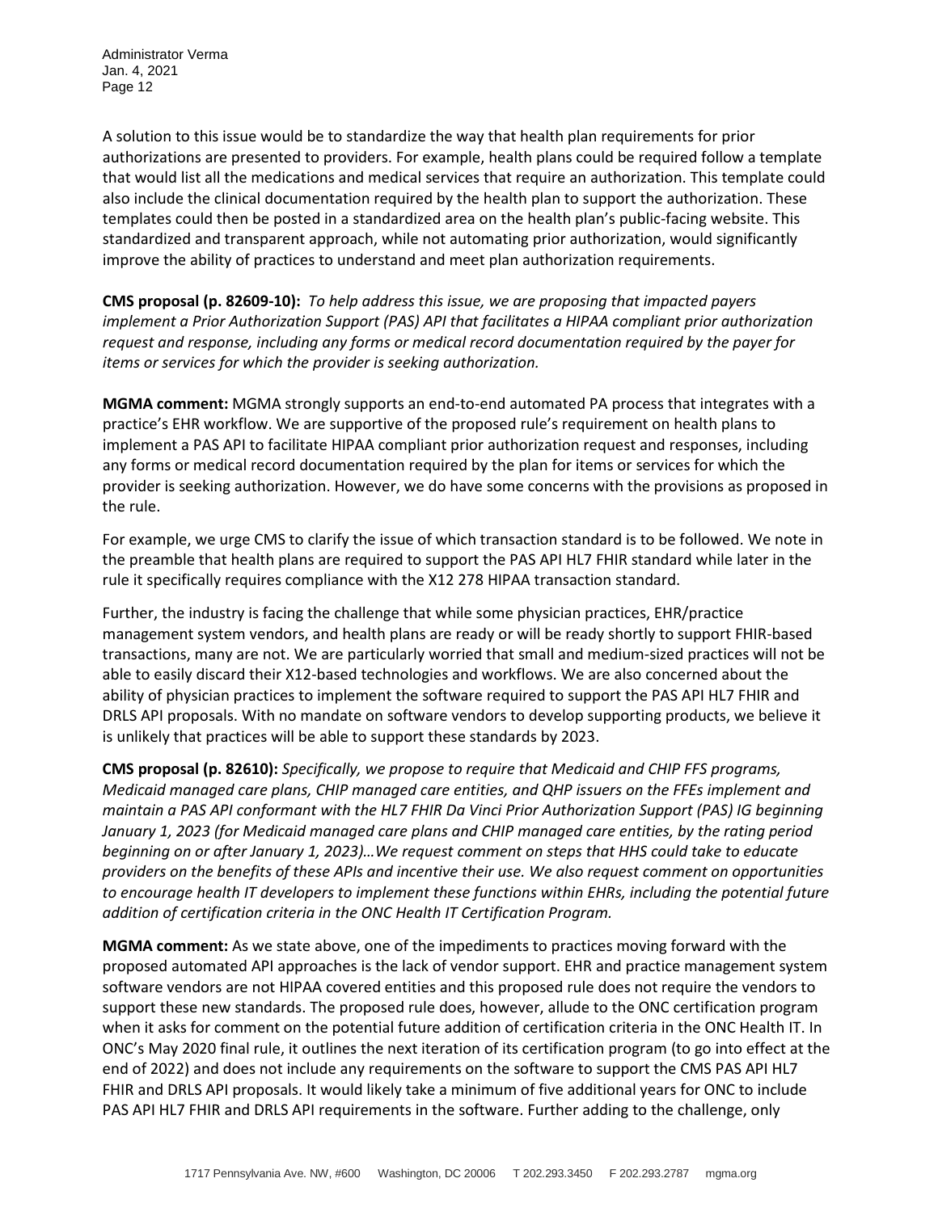A solution to this issue would be to standardize the way that health plan requirements for prior authorizations are presented to providers. For example, health plans could be required follow a template that would list all the medications and medical services that require an authorization. This template could also include the clinical documentation required by the health plan to support the authorization. These templates could then be posted in a standardized area on the health plan's public-facing website. This standardized and transparent approach, while not automating prior authorization, would significantly improve the ability of practices to understand and meet plan authorization requirements.

**CMS proposal (p. 82609-10):** *To help address this issue, we are proposing that impacted payers implement a Prior Authorization Support (PAS) API that facilitates a HIPAA compliant prior authorization request and response, including any forms or medical record documentation required by the payer for items or services for which the provider is seeking authorization.*

**MGMA comment:** MGMA strongly supports an end-to-end automated PA process that integrates with a practice's EHR workflow. We are supportive of the proposed rule's requirement on health plans to implement a PAS API to facilitate HIPAA compliant prior authorization request and responses, including any forms or medical record documentation required by the plan for items or services for which the provider is seeking authorization. However, we do have some concerns with the provisions as proposed in the rule.

For example, we urge CMS to clarify the issue of which transaction standard is to be followed. We note in the preamble that health plans are required to support the PAS API HL7 FHIR standard while later in the rule it specifically requires compliance with the X12 278 HIPAA transaction standard.

Further, the industry is facing the challenge that while some physician practices, EHR/practice management system vendors, and health plans are ready or will be ready shortly to support FHIR-based transactions, many are not. We are particularly worried that small and medium-sized practices will not be able to easily discard their X12-based technologies and workflows. We are also concerned about the ability of physician practices to implement the software required to support the PAS API HL7 FHIR and DRLS API proposals. With no mandate on software vendors to develop supporting products, we believe it is unlikely that practices will be able to support these standards by 2023.

**CMS proposal (p. 82610):** *Specifically, we propose to require that Medicaid and CHIP FFS programs, Medicaid managed care plans, CHIP managed care entities, and QHP issuers on the FFEs implement and maintain a PAS API conformant with the HL7 FHIR Da Vinci Prior Authorization Support (PAS) IG beginning January 1, 2023 (for Medicaid managed care plans and CHIP managed care entities, by the rating period beginning on or after January 1, 2023)…We request comment on steps that HHS could take to educate providers on the benefits of these APIs and incentive their use. We also request comment on opportunities to encourage health IT developers to implement these functions within EHRs, including the potential future addition of certification criteria in the ONC Health IT Certification Program.*

**MGMA comment:** As we state above, one of the impediments to practices moving forward with the proposed automated API approaches is the lack of vendor support. EHR and practice management system software vendors are not HIPAA covered entities and this proposed rule does not require the vendors to support these new standards. The proposed rule does, however, allude to the ONC certification program when it asks for comment on the potential future addition of certification criteria in the ONC Health IT. In ONC's May 2020 final rule, it outlines the next iteration of its certification program (to go into effect at the end of 2022) and does not include any requirements on the software to support the CMS PAS API HL7 FHIR and DRLS API proposals. It would likely take a minimum of five additional years for ONC to include PAS API HL7 FHIR and DRLS API requirements in the software. Further adding to the challenge, only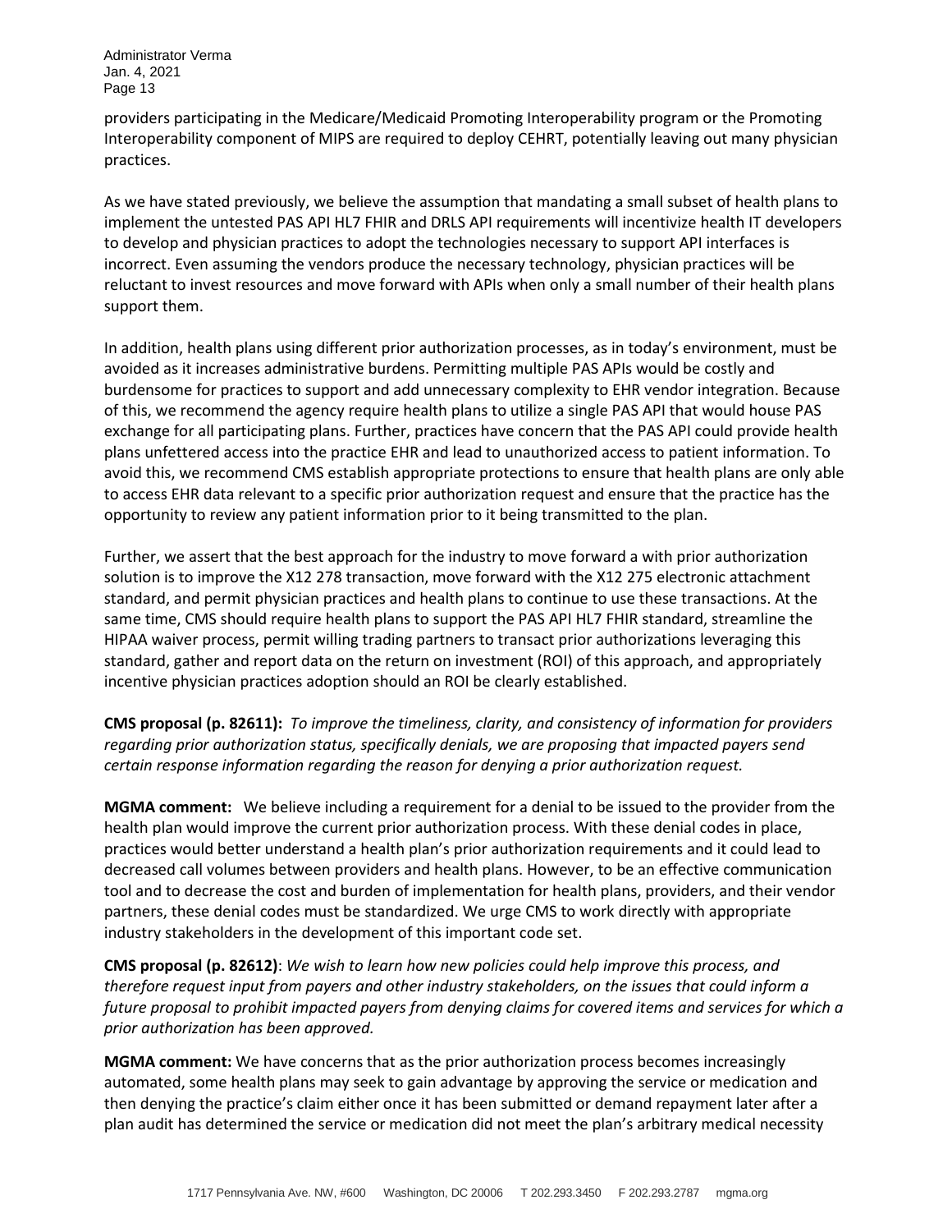providers participating in the Medicare/Medicaid Promoting Interoperability program or the Promoting Interoperability component of MIPS are required to deploy CEHRT, potentially leaving out many physician practices.

As we have stated previously, we believe the assumption that mandating a small subset of health plans to implement the untested PAS API HL7 FHIR and DRLS API requirements will incentivize health IT developers to develop and physician practices to adopt the technologies necessary to support API interfaces is incorrect. Even assuming the vendors produce the necessary technology, physician practices will be reluctant to invest resources and move forward with APIs when only a small number of their health plans support them.

In addition, health plans using different prior authorization processes, as in today's environment, must be avoided as it increases administrative burdens. Permitting multiple PAS APIs would be costly and burdensome for practices to support and add unnecessary complexity to EHR vendor integration. Because of this, we recommend the agency require health plans to utilize a single PAS API that would house PAS exchange for all participating plans. Further, practices have concern that the PAS API could provide health plans unfettered access into the practice EHR and lead to unauthorized access to patient information. To avoid this, we recommend CMS establish appropriate protections to ensure that health plans are only able to access EHR data relevant to a specific prior authorization request and ensure that the practice has the opportunity to review any patient information prior to it being transmitted to the plan.

Further, we assert that the best approach for the industry to move forward a with prior authorization solution is to improve the X12 278 transaction, move forward with the X12 275 electronic attachment standard, and permit physician practices and health plans to continue to use these transactions. At the same time, CMS should require health plans to support the PAS API HL7 FHIR standard, streamline the HIPAA waiver process, permit willing trading partners to transact prior authorizations leveraging this standard, gather and report data on the return on investment (ROI) of this approach, and appropriately incentive physician practices adoption should an ROI be clearly established.

**CMS proposal (p. 82611):** *To improve the timeliness, clarity, and consistency of information for providers regarding prior authorization status, specifically denials, we are proposing that impacted payers send certain response information regarding the reason for denying a prior authorization request.*

**MGMA comment:** We believe including a requirement for a denial to be issued to the provider from the health plan would improve the current prior authorization process. With these denial codes in place, practices would better understand a health plan's prior authorization requirements and it could lead to decreased call volumes between providers and health plans. However, to be an effective communication tool and to decrease the cost and burden of implementation for health plans, providers, and their vendor partners, these denial codes must be standardized. We urge CMS to work directly with appropriate industry stakeholders in the development of this important code set.

**CMS proposal (p. 82612)**: *We wish to learn how new policies could help improve this process, and therefore request input from payers and other industry stakeholders, on the issues that could inform a future proposal to prohibit impacted payers from denying claims for covered items and services for which a prior authorization has been approved.*

**MGMA comment:** We have concerns that as the prior authorization process becomes increasingly automated, some health plans may seek to gain advantage by approving the service or medication and then denying the practice's claim either once it has been submitted or demand repayment later after a plan audit has determined the service or medication did not meet the plan's arbitrary medical necessity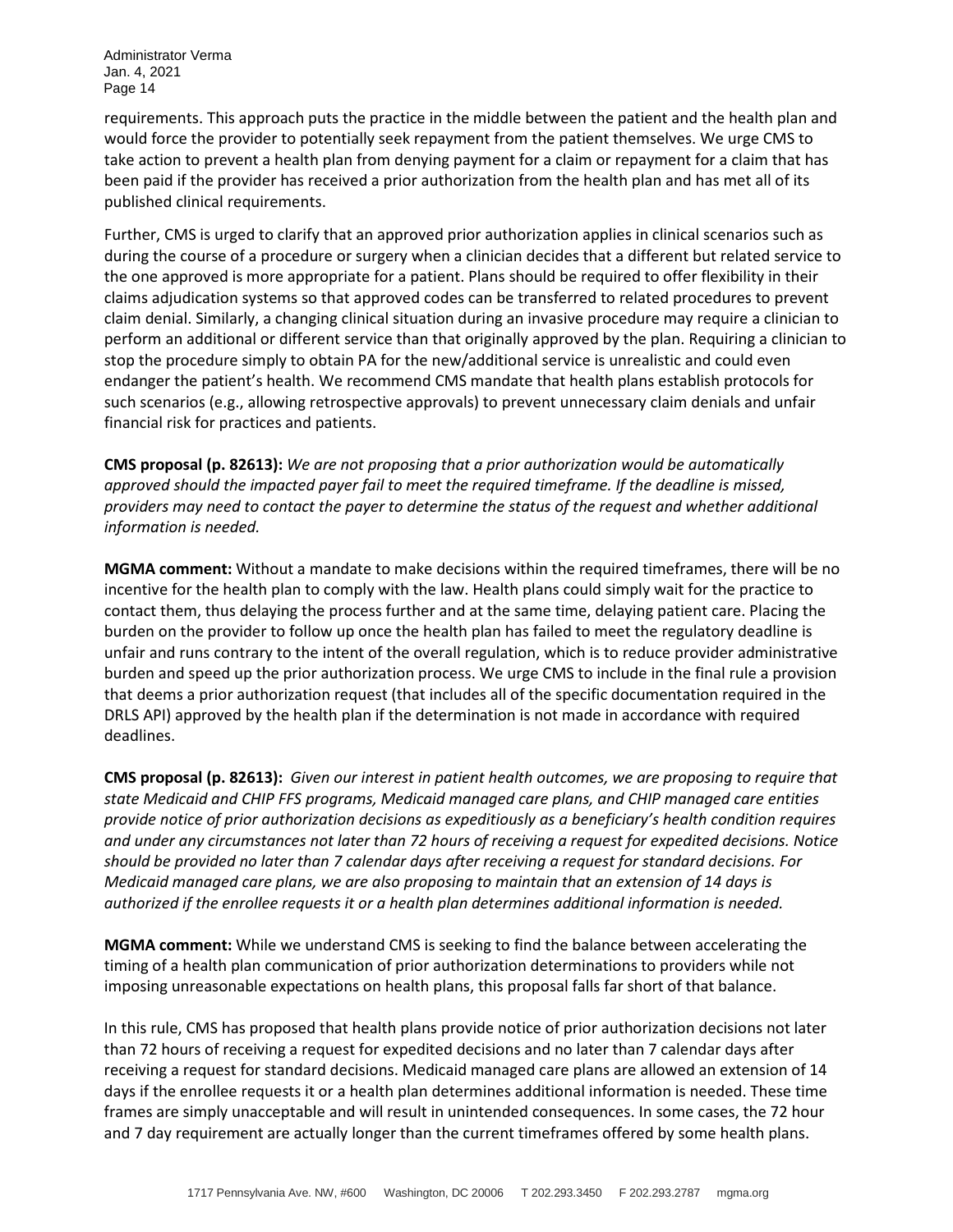requirements. This approach puts the practice in the middle between the patient and the health plan and would force the provider to potentially seek repayment from the patient themselves. We urge CMS to take action to prevent a health plan from denying payment for a claim or repayment for a claim that has been paid if the provider has received a prior authorization from the health plan and has met all of its published clinical requirements.

Further, CMS is urged to clarify that an approved prior authorization applies in clinical scenarios such as during the course of a procedure or surgery when a clinician decides that a different but related service to the one approved is more appropriate for a patient. Plans should be required to offer flexibility in their claims adjudication systems so that approved codes can be transferred to related procedures to prevent claim denial. Similarly, a changing clinical situation during an invasive procedure may require a clinician to perform an additional or different service than that originally approved by the plan. Requiring a clinician to stop the procedure simply to obtain PA for the new/additional service is unrealistic and could even endanger the patient's health. We recommend CMS mandate that health plans establish protocols for such scenarios (e.g., allowing retrospective approvals) to prevent unnecessary claim denials and unfair financial risk for practices and patients.

**CMS proposal (p. 82613):** *We are not proposing that a prior authorization would be automatically approved should the impacted payer fail to meet the required timeframe. If the deadline is missed, providers may need to contact the payer to determine the status of the request and whether additional information is needed.*

**MGMA comment:** Without a mandate to make decisions within the required timeframes, there will be no incentive for the health plan to comply with the law. Health plans could simply wait for the practice to contact them, thus delaying the process further and at the same time, delaying patient care. Placing the burden on the provider to follow up once the health plan has failed to meet the regulatory deadline is unfair and runs contrary to the intent of the overall regulation, which is to reduce provider administrative burden and speed up the prior authorization process. We urge CMS to include in the final rule a provision that deems a prior authorization request (that includes all of the specific documentation required in the DRLS API) approved by the health plan if the determination is not made in accordance with required deadlines.

**CMS proposal (p. 82613):** *Given our interest in patient health outcomes, we are proposing to require that state Medicaid and CHIP FFS programs, Medicaid managed care plans, and CHIP managed care entities provide notice of prior authorization decisions as expeditiously as a beneficiary's health condition requires and under any circumstances not later than 72 hours of receiving a request for expedited decisions. Notice should be provided no later than 7 calendar days after receiving a request for standard decisions. For Medicaid managed care plans, we are also proposing to maintain that an extension of 14 days is authorized if the enrollee requests it or a health plan determines additional information is needed.*

**MGMA comment:** While we understand CMS is seeking to find the balance between accelerating the timing of a health plan communication of prior authorization determinations to providers while not imposing unreasonable expectations on health plans, this proposal falls far short of that balance.

In this rule, CMS has proposed that health plans provide notice of prior authorization decisions not later than 72 hours of receiving a request for expedited decisions and no later than 7 calendar days after receiving a request for standard decisions. Medicaid managed care plans are allowed an extension of 14 days if the enrollee requests it or a health plan determines additional information is needed. These time frames are simply unacceptable and will result in unintended consequences. In some cases, the 72 hour and 7 day requirement are actually longer than the current timeframes offered by some health plans.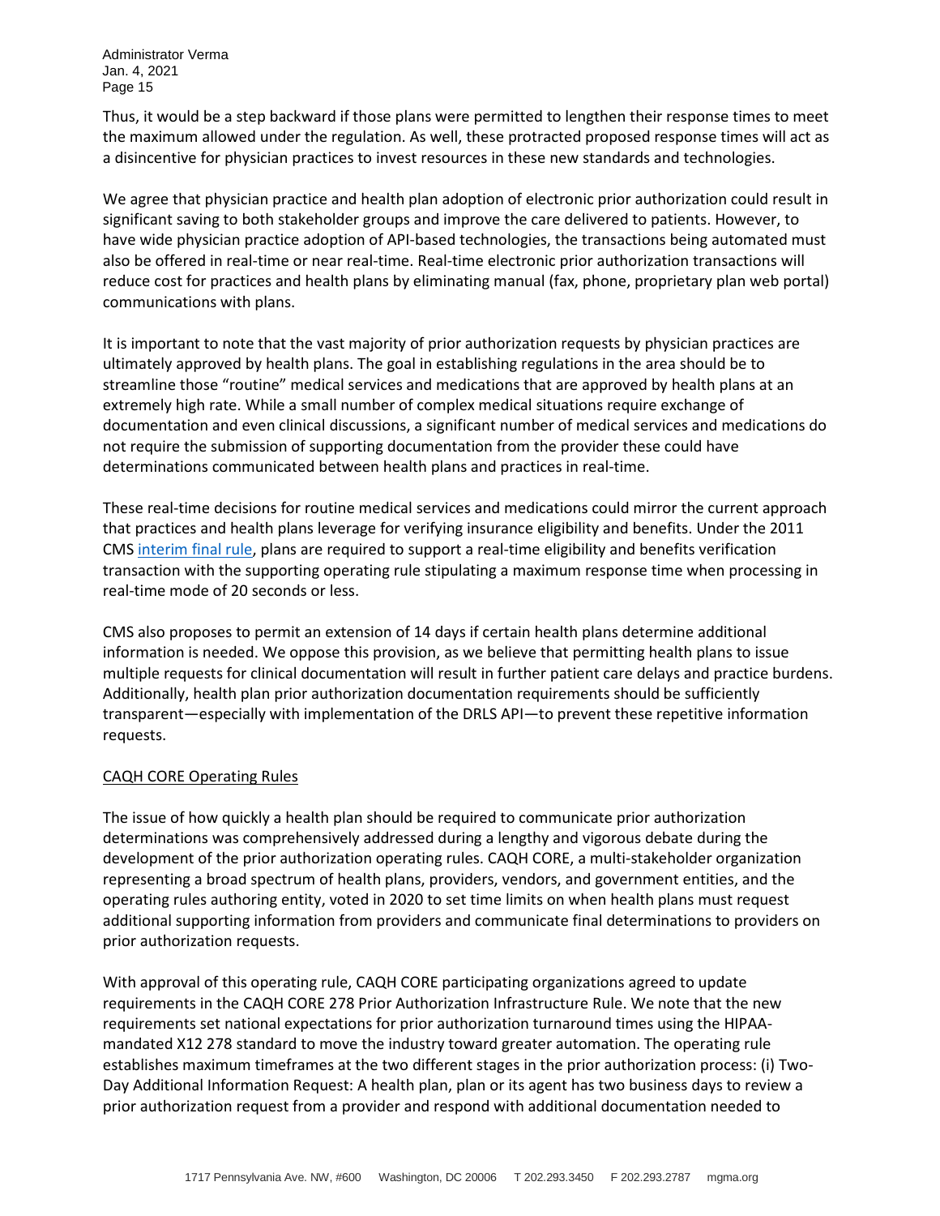Thus, it would be a step backward if those plans were permitted to lengthen their response times to meet the maximum allowed under the regulation. As well, these protracted proposed response times will act as a disincentive for physician practices to invest resources in these new standards and technologies.

We agree that physician practice and health plan adoption of electronic prior authorization could result in significant saving to both stakeholder groups and improve the care delivered to patients. However, to have wide physician practice adoption of API-based technologies, the transactions being automated must also be offered in real-time or near real-time. Real-time electronic prior authorization transactions will reduce cost for practices and health plans by eliminating manual (fax, phone, proprietary plan web portal) communications with plans.

It is important to note that the vast majority of prior authorization requests by physician practices are ultimately approved by health plans. The goal in establishing regulations in the area should be to streamline those "routine" medical services and medications that are approved by health plans at an extremely high rate. While a small number of complex medical situations require exchange of documentation and even clinical discussions, a significant number of medical services and medications do not require the submission of supporting documentation from the provider these could have determinations communicated between health plans and practices in real-time.

These real-time decisions for routine medical services and medications could mirror the current approach that practices and health plans leverage for verifying insurance eligibility and benefits. Under the 2011 CMS interim final rule, plans are required to support a real-time eligibility and benefits verification transaction with the supporting operating rule stipulating a maximum response time when processing in real-time mode of 20 seconds or less.

CMS also proposes to permit an extension of 14 days if certain health plans determine additional information is needed. We oppose this provision, as we believe that permitting health plans to issue multiple requests for clinical documentation will result in further patient care delays and practice burdens. Additionally, health plan prior authorization documentation requirements should be sufficiently transparent—especially with implementation of the DRLS API—to prevent these repetitive information requests.

CAQH CORE Operating Rules

The issue of how quickly a health plan should be required to communicate prior authorization determinations was comprehensively addressed during a lengthy and vigorous debate during the development of the prior authorization operating rules. CAQH CORE, a multi-stakeholder organization representing a broad spectrum of health plans, providers, vendors, and government entities, and the operating rules authoring entity, voted in 2020 to set time limits on when health plans must request additional supporting information from providers and communicate final determinations to providers on prior authorization requests.

With approval of this operating rule, CAQH CORE participating organizations agreed to update requirements in the CAQH CORE 278 Prior Authorization Infrastructure Rule. We note that the new requirements set national expectations for prior authorization turnaround times using the HIPAA-mandated X12 278 standard to move the industry toward greater automation. The operating rule establishes maximum timeframes at the two different stages in the prior authorization process: (i) Two-Day Additional Information Request: A health plan, plan or its agent has two business days to review a prior authorization request from a provider and respond with additional documentation needed to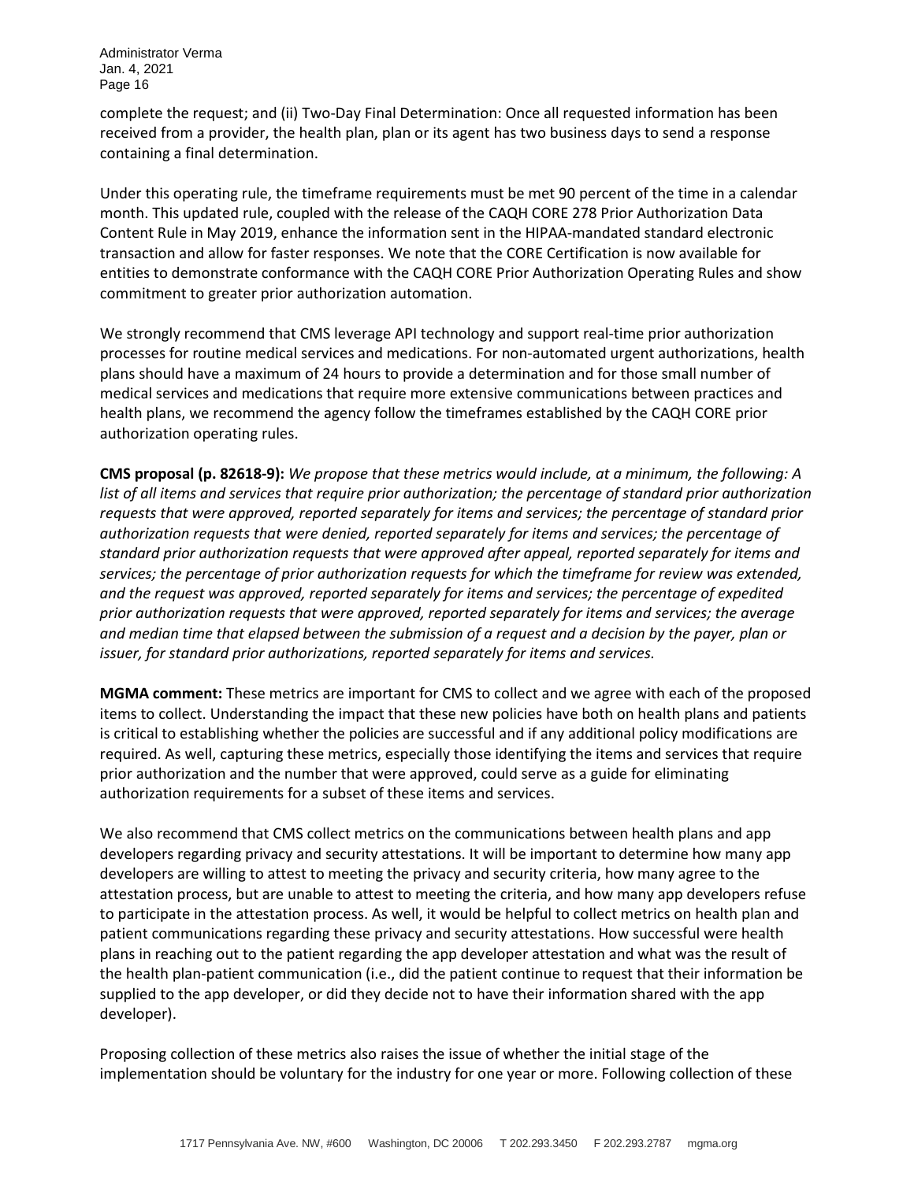complete the request; and (ii) Two-Day Final Determination: Once all requested information has been received from a provider, the health plan, plan or its agent has two business days to send a response containing a final determination.

Under this operating rule, the timeframe requirements must be met 90 percent of the time in a calendar month. This updated rule, coupled with the release of the CAQH CORE 278 Prior Authorization Data Content Rule in May 2019, enhance the information sent in the HIPAA-mandated standard electronic transaction and allow for faster responses. We note that the CORE Certification is now available for entities to demonstrate conformance with the CAQH CORE Prior Authorization Operating Rules and show commitment to greater prior authorization automation.

We strongly recommend that CMS leverage API technology and support real-time prior authorization processes for routine medical services and medications. For non-automated urgent authorizations, health plans should have a maximum of 24 hours to provide a determination and for those small number of medical services and medications that require more extensive communications between practices and health plans, we recommend the agency follow the timeframes established by the CAQH CORE prior authorization operating rules.

**CMS proposal (p. 82618-9):** *We propose that these metrics would include, at a minimum, the following: A list of all items and services that require prior authorization; the percentage of standard prior authorization requests that were approved, reported separately for items and services; the percentage of standard prior authorization requests that were denied, reported separately for items and services; the percentage of standard prior authorization requests that were approved after appeal, reported separately for items and services; the percentage of prior authorization requests for which the timeframe for review was extended, and the request was approved, reported separately for items and services; the percentage of expedited prior authorization requests that were approved, reported separately for items and services; the average and median time that elapsed between the submission of a request and a decision by the payer, plan or issuer, for standard prior authorizations, reported separately for items and services.*

**MGMA comment:** These metrics are important for CMS to collect and we agree with each of the proposed items to collect. Understanding the impact that these new policies have both on health plans and patients is critical to establishing whether the policies are successful and if any additional policy modifications are required. As well, capturing these metrics, especially those identifying the items and services that require prior authorization and the number that were approved, could serve as a guide for eliminating authorization requirements for a subset of these items and services.

We also recommend that CMS collect metrics on the communications between health plans and app developers regarding privacy and security attestations. It will be important to determine how many app developers are willing to attest to meeting the privacy and security criteria, how many agree to the attestation process, but are unable to attest to meeting the criteria, and how many app developers refuse to participate in the attestation process. As well, it would be helpful to collect metrics on health plan and patient communications regarding these privacy and security attestations. How successful were health plans in reaching out to the patient regarding the app developer attestation and what was the result of the health plan-patient communication (i.e., did the patient continue to request that their information be supplied to the app developer, or did they decide not to have their information shared with the app developer).

Proposing collection of these metrics also raises the issue of whether the initial stage of the implementation should be voluntary for the industry for one year or more. Following collection of these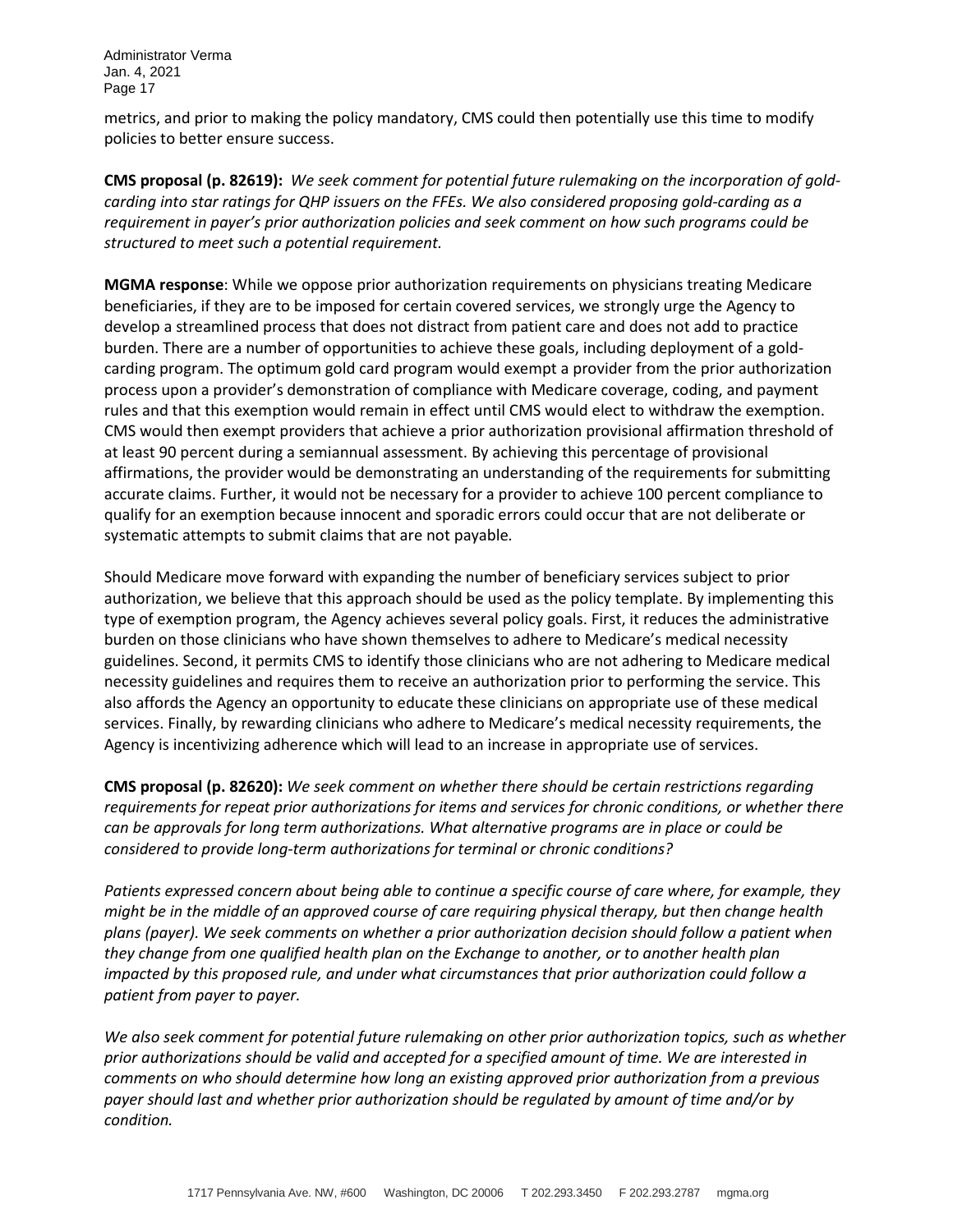metrics, and prior to making the policy mandatory, CMS could then potentially use this time to modify policies to better ensure success.

**CMS proposal (p. 82619):** *We seek comment for potential future rulemaking on the incorporation of gold-carding into star ratings for QHP issuers on the FFEs. We also considered proposing gold-carding as a requirement in payer's prior authorization policies and seek comment on how such programs could be structured to meet such a potential requirement.*

**MGMA response**: While we oppose prior authorization requirements on physicians treating Medicare beneficiaries, if they are to be imposed for certain covered services, we strongly urge the Agency to develop a streamlined process that does not distract from patient care and does not add to practice burden. There are a number of opportunities to achieve these goals, including deployment of a gold-carding program. The optimum gold card program would exempt a provider from the prior authorization process upon a provider's demonstration of compliance with Medicare coverage, coding, and payment rules and that this exemption would remain in effect until CMS would elect to withdraw the exemption. CMS would then exempt providers that achieve a prior authorization provisional affirmation threshold of at least 90 percent during a semiannual assessment. By achieving this percentage of provisional affirmations, the provider would be demonstrating an understanding of the requirements for submitting accurate claims. Further, it would not be necessary for a provider to achieve 100 percent compliance to qualify for an exemption because innocent and sporadic errors could occur that are not deliberate or systematic attempts to submit claims that are not payable.

Should Medicare move forward with expanding the number of beneficiary services subject to prior authorization, we believe that this approach should be used as the policy template. By implementing this type of exemption program, the Agency achieves several policy goals. First, it reduces the administrative burden on those clinicians who have shown themselves to adhere to Medicare's medical necessity guidelines. Second, it permits CMS to identify those clinicians who are not adhering to Medicare medical necessity guidelines and requires them to receive an authorization prior to performing the service. This also affords the Agency an opportunity to educate these clinicians on appropriate use of these medical services. Finally, by rewarding clinicians who adhere to Medicare's medical necessity requirements, the Agency is incentivizing adherence which will lead to an increase in appropriate use of services.

**CMS proposal (p. 82620):** *We seek comment on whether there should be certain restrictions regarding requirements for repeat prior authorizations for items and services for chronic conditions, or whether there can be approvals for long term authorizations. What alternative programs are in place or could be considered to provide long-term authorizations for terminal or chronic conditions?*

*Patients expressed concern about being able to continue a specific course of care where, for example, they might be in the middle of an approved course of care requiring physical therapy, but then change health plans (payer). We seek comments on whether a prior authorization decision should follow a patient when they change from one qualified health plan on the Exchange to another, or to another health plan impacted by this proposed rule, and under what circumstances that prior authorization could follow a patient from payer to payer.*

*We also seek comment for potential future rulemaking on other prior authorization topics, such as whether prior authorizations should be valid and accepted for a specified amount of time. We are interested in comments on who should determine how long an existing approved prior authorization from a previous payer should last and whether prior authorization should be regulated by amount of time and/or by condition.*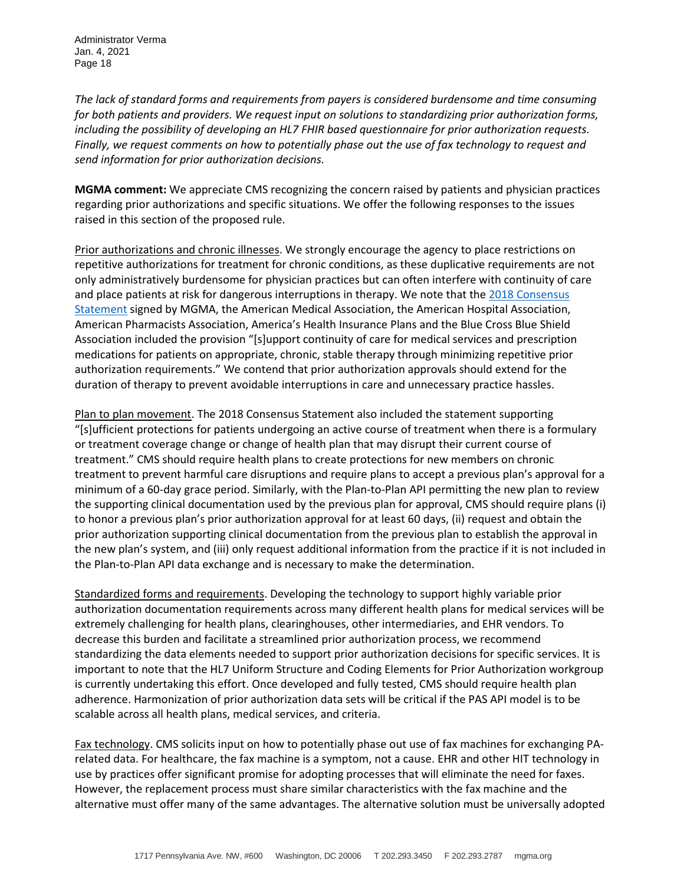*The lack of standard forms and requirements from payers is considered burdensome and time consuming for both patients and providers. We request input on solutions to standardizing prior authorization forms, including the possibility of developing an HL7 FHIR based questionnaire for prior authorization requests. Finally, we request comments on how to potentially phase out the use of fax technology to request and send information for prior authorization decisions.*

**MGMA comment:** We appreciate CMS recognizing the concern raised by patients and physician practices regarding prior authorizations and specific situations. We offer the following responses to the issues raised in this section of the proposed rule.

Prior authorizations and chronic illnesses. We strongly encourage the agency to place restrictions on repetitive authorizations for treatment for chronic conditions, as these duplicative requirements are not only administratively burdensome for physician practices but can often interfere with continuity of care and place patients at risk for dangerous interruptions in therapy. We note that the 2018 Consensus Statement signed by MGMA, the American Medical Association, the American Hospital Association, American Pharmacists Association, America's Health Insurance Plans and the Blue Cross Blue Shield Association included the provision "[s]upport continuity of care for medical services and prescription medications for patients on appropriate, chronic, stable therapy through minimizing repetitive prior authorization requirements." We contend that prior authorization approvals should extend for the duration of therapy to prevent avoidable interruptions in care and unnecessary practice hassles.

Plan to plan movement. The 2018 Consensus Statement also included the statement supporting "[s]ufficient protections for patients undergoing an active course of treatment when there is a formulary or treatment coverage change or change of health plan that may disrupt their current course of treatment." CMS should require health plans to create protections for new members on chronic treatment to prevent harmful care disruptions and require plans to accept a previous plan's approval for a minimum of a 60-day grace period. Similarly, with the Plan-to-Plan API permitting the new plan to review the supporting clinical documentation used by the previous plan for approval, CMS should require plans (i) to honor a previous plan's prior authorization approval for at least 60 days, (ii) request and obtain the prior authorization supporting clinical documentation from the previous plan to establish the approval in the new plan's system, and (iii) only request additional information from the practice if it is not included in the Plan-to-Plan API data exchange and is necessary to make the determination.

Standardized forms and requirements. Developing the technology to support highly variable prior authorization documentation requirements across many different health plans for medical services will be extremely challenging for health plans, clearinghouses, other intermediaries, and EHR vendors. To decrease this burden and facilitate a streamlined prior authorization process, we recommend standardizing the data elements needed to support prior authorization decisions for specific services. It is important to note that the HL7 Uniform Structure and Coding Elements for Prior Authorization workgroup is currently undertaking this effort. Once developed and fully tested, CMS should require health plan adherence. Harmonization of prior authorization data sets will be critical if the PAS API model is to be scalable across all health plans, medical services, and criteria.

Fax technology. CMS solicits input on how to potentially phase out use of fax machines for exchanging PA-related data. For healthcare, the fax machine is a symptom, not a cause. EHR and other HIT technology in use by practices offer significant promise for adopting processes that will eliminate the need for faxes. However, the replacement process must share similar characteristics with the fax machine and the alternative must offer many of the same advantages. The alternative solution must be universally adopted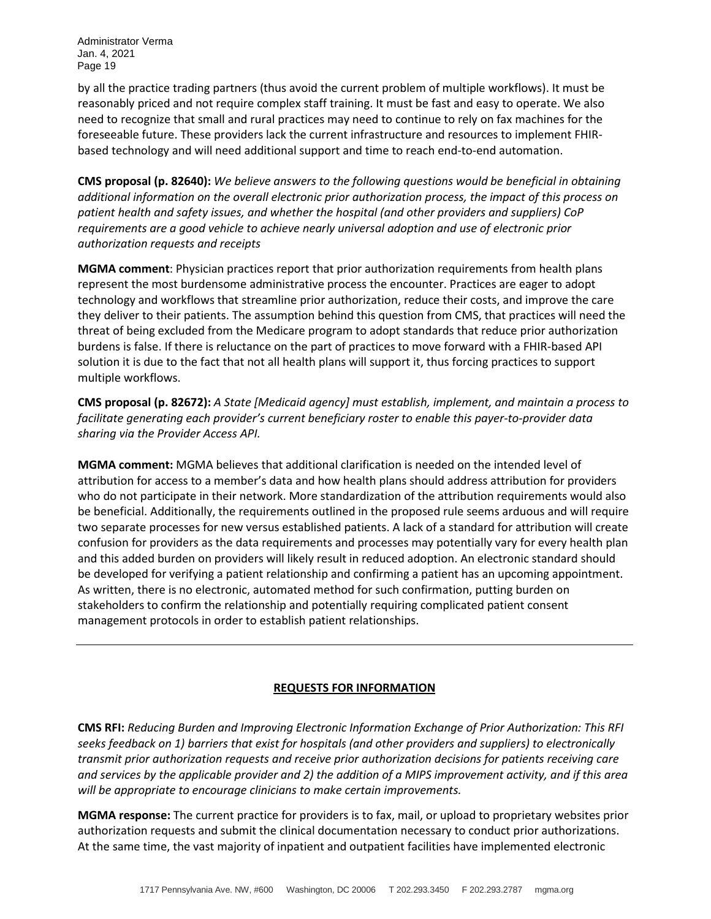by all the practice trading partners (thus avoid the current problem of multiple workflows). It must be reasonably priced and not require complex staff training. It must be fast and easy to operate. We also need to recognize that small and rural practices may need to continue to rely on fax machines for the foreseeable future. These providers lack the current infrastructure and resources to implement FHIR-based technology and will need additional support and time to reach end-to-end automation.

**CMS proposal (p. 82640):** *We believe answers to the following questions would be beneficial in obtaining additional information on the overall electronic prior authorization process, the impact of this process on patient health and safety issues, and whether the hospital (and other providers and suppliers) CoP requirements are a good vehicle to achieve nearly universal adoption and use of electronic prior authorization requests and receipts*

**MGMA comment**: Physician practices report that prior authorization requirements from health plans represent the most burdensome administrative process the encounter. Practices are eager to adopt technology and workflows that streamline prior authorization, reduce their costs, and improve the care they deliver to their patients. The assumption behind this question from CMS, that practices will need the threat of being excluded from the Medicare program to adopt standards that reduce prior authorization burdens is false. If there is reluctance on the part of practices to move forward with a FHIR-based API solution it is due to the fact that not all health plans will support it, thus forcing practices to support multiple workflows.

**CMS proposal (p. 82672):** *A State [Medicaid agency] must establish, implement, and maintain a process to facilitate generating each provider's current beneficiary roster to enable this payer-to-provider data sharing via the Provider Access API.*

**MGMA comment:** MGMA believes that additional clarification is needed on the intended level of attribution for access to a member's data and how health plans should address attribution for providers who do not participate in their network. More standardization of the attribution requirements would also be beneficial. Additionally, the requirements outlined in the proposed rule seems arduous and will require two separate processes for new versus established patients. A lack of a standard for attribution will create confusion for providers as the data requirements and processes may potentially vary for every health plan and this added burden on providers will likely result in reduced adoption. An electronic standard should be developed for verifying a patient relationship and confirming a patient has an upcoming appointment. As written, there is no electronic, automated method for such confirmation, putting burden on stakeholders to confirm the relationship and potentially requiring complicated patient consent management protocols in order to establish patient relationships.

---

## REQUESTS FOR INFORMATION

**CMS RFI:** *Reducing Burden and Improving Electronic Information Exchange of Prior Authorization: This RFI seeks feedback on 1) barriers that exist for hospitals (and other providers and suppliers) to electronically transmit prior authorization requests and receive prior authorization decisions for patients receiving care and services by the applicable provider and 2) the addition of a MIPS improvement activity, and if this area will be appropriate to encourage clinicians to make certain improvements.*

**MGMA response:** The current practice for providers is to fax, mail, or upload to proprietary websites prior authorization requests and submit the clinical documentation necessary to conduct prior authorizations. At the same time, the vast majority of inpatient and outpatient facilities have implemented electronic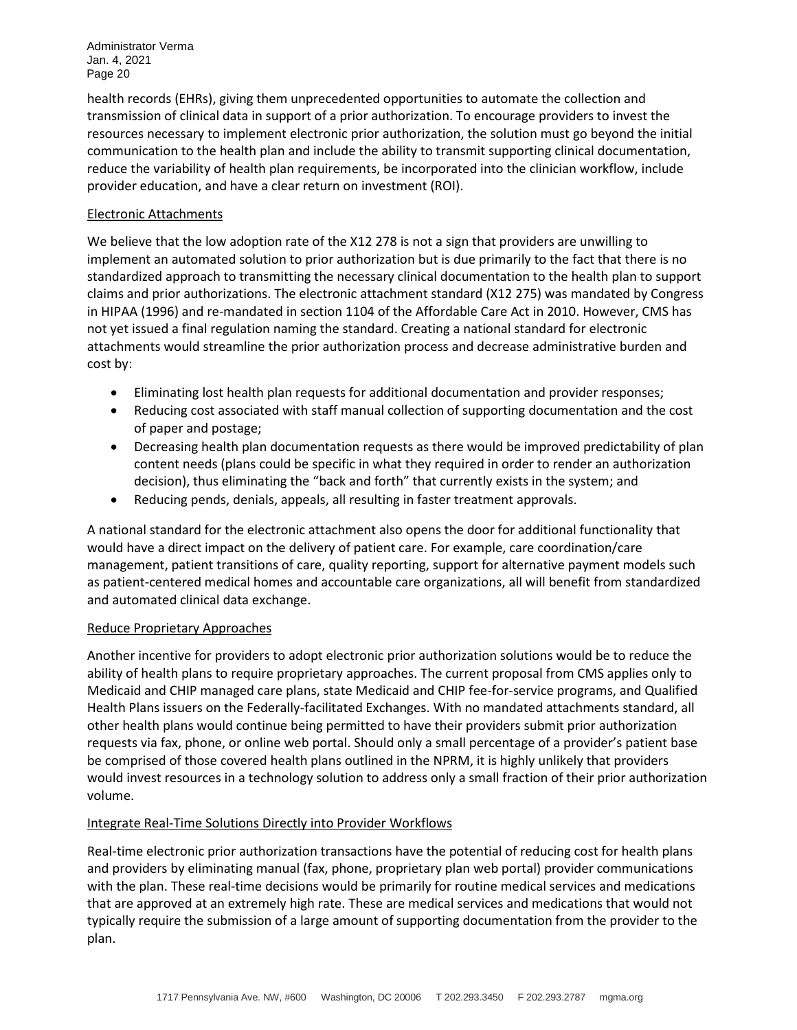health records (EHRs), giving them unprecedented opportunities to automate the collection and transmission of clinical data in support of a prior authorization. To encourage providers to invest the resources necessary to implement electronic prior authorization, the solution must go beyond the initial communication to the health plan and include the ability to transmit supporting clinical documentation, reduce the variability of health plan requirements, be incorporated into the clinician workflow, include provider education, and have a clear return on investment (ROI).

<u>Electronic Attachments</u>

We believe that the low adoption rate of the X12 278 is not a sign that providers are unwilling to implement an automated solution to prior authorization but is due primarily to the fact that there is no standardized approach to transmitting the necessary attachment clinical documentation to the health plan to support claims and prior authorizations. The electronic attachment standard (X12 275) was mandated by Congress in HIPAA (1996) and re-mandated in section 1104 of the Affordable Care Act in 2010. However, CMS has not yet issued a final regulation naming the standard. Creating a national standard for electronic attachments would streamline the prior authorization process and decrease administrative burden and cost by:

- Eliminating lost health plan requests for additional documentation and provider responses;
- Reducing cost associated with staff manual collection of supporting documentation and the cost of paper and postage;
- Decreasing health plan documentation requests as there would be improved predictability of plan content needs (plans could be specific in what they required in order to render an authorization decision), thus eliminating the "back and forth" that currently exists in the system; and
- Reducing pends, denials, appeals, all resulting in faster treatment approvals.

A national standard for the electronic attachment also opens the door for additional functionality that would have a direct impact on the delivery of patient care. For example, care coordination/care management, patient transitions of care, quality reporting, support for alternative payment models such as patient-centered medical homes and accountable care organizations, all will benefit from standardized and automated clinical data exchange.

<u>Reduce Proprietary Approaches</u>

Another incentive for providers to adopt electronic prior authorization solutions would be to reduce the ability of health plans to require proprietary approaches. The current proposal from CMS applies only to Medicaid and CHIP managed care plans, state Medicaid and CHIP fee-for-service programs, and Qualified Health Plans issuers on the Federally-facilitated Exchanges. With no mandated attachments standard, all other health plans would continue being permitted to have their providers submit prior authorization requests via fax, phone, or online web portal. Should only a small percentage of a provider's patient base be comprised of those covered health plans outlined in the NPRM, it is highly unlikely that providers would invest resources in a technology solution to address only a small fraction of their prior authorization volume.

<u>Integrate Real-Time Solutions Directly into Provider Workflows</u>

Real-time electronic prior authorization transactions have the potential of reducing cost for health plans and providers by eliminating manual (fax, phone, proprietary plan web portal) provider communications with the plan. These real-time decisions would be primarily for routine medical services and medications that are approved at an extremely high rate. These are medical services and medications that would not typically require the submission of a large amount of supporting documentation from the provider to the plan.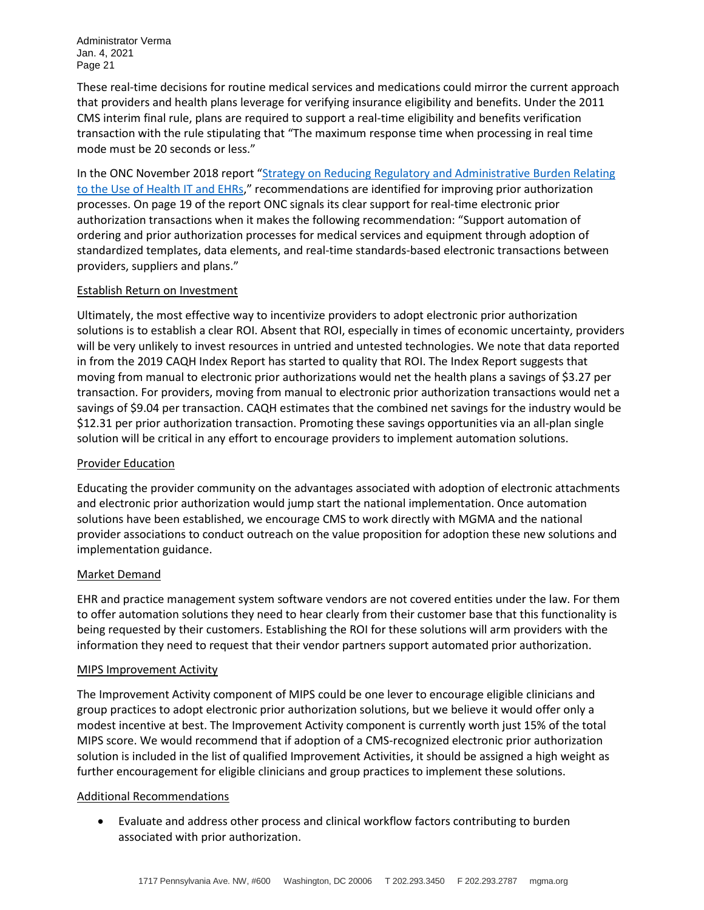These real-time decisions for routine medical services and medications could mirror the current approach that providers and health plans leverage for verifying insurance eligibility and benefits. Under the 2011 CMS interim final rule, plans are required to support a real-time eligibility and benefits verification transaction with the rule stipulating that "The maximum response time when processing in real time mode must be 20 seconds or less."

In the ONC November 2018 report "[Strategy on Reducing Regulatory and Administrative Burden Relating to the Use of Health IT and EHRs](#)," recommendations are identified for improving prior authorization processes. On page 19 of the report ONC signals its clear support for real-time electronic prior authorization transactions when it makes the following recommendation: "Support automation of ordering and prior authorization processes for medical services and equipment through adoption of standardized templates, data elements, and real-time standards-based electronic transactions between providers, suppliers and plans."

Establish Return on Investment

Ultimately, the most effective way to incentivize providers to adopt electronic prior authorization solutions is to establish a clear ROI. Absent that ROI, especially in times of economic uncertainty, providers will be very unlikely to invest resources in untried and untested technologies. We note that data reported in from the 2019 CAQH Index Report has started to quality that ROI. The Index Report suggests that moving from manual to electronic prior authorizations would net the health plans a savings of $3.27 per transaction. For providers, moving from manual to electronic prior authorization transactions would net a savings of $9.04 per transaction. CAQH estimates that the combined net savings for the industry would be $12.31 per prior authorization transaction. Promoting these savings opportunities via an all-plan single solution will be critical in any effort to encourage providers to implement automation solutions.

Provider Education

Educating the provider community on the advantages associated with adoption of electronic attachments and electronic prior authorization would jump start the national implementation. Once automation solutions have been established, we encourage CMS to work directly with MGMA and the national provider associations to conduct outreach on the value proposition for adoption these new solutions and implementation guidance.

Market Demand

EHR and practice management system software vendors are not covered entities under the law. For them to offer automation solutions they need to hear clearly from their customer base that this functionality is being requested by their customers. Establishing the ROI for these solutions will arm providers with the information they need to request that their vendor partners support automated prior authorization.

MIPS Improvement Activity

The Improvement Activity component of MIPS could be one lever to encourage eligible clinicians and group practices to adopt electronic prior authorization solutions, but we believe it would offer only a modest incentive at best. The Improvement Activity component is currently worth just 15% of the total MIPS score. We would recommend that if adoption of a CMS-recognized electronic prior authorization solution is included in the list of qualified Improvement Activities, it should be assigned a high weight as further encouragement for eligible clinicians and group practices to implement these solutions.

Additional Recommendations

- Evaluate and address other process and clinical workflow factors contributing to burden associated with prior authorization.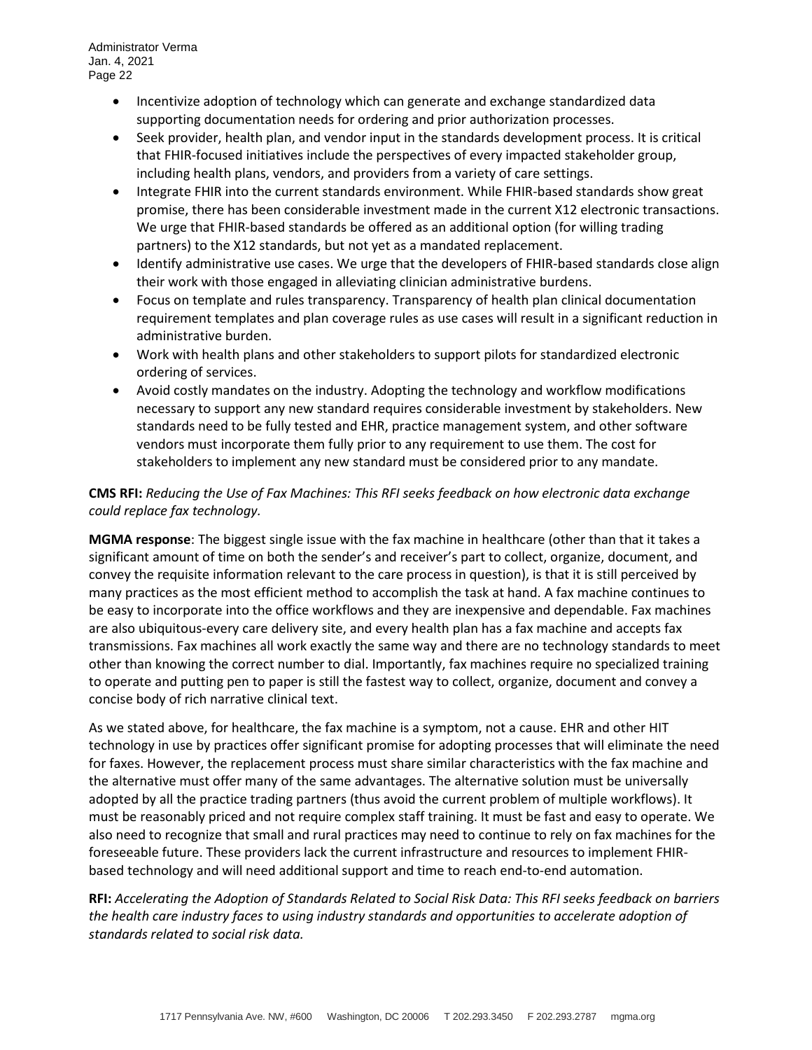- Incentivize adoption of technology which can generate and exchange standardized data supporting documentation needs for ordering and prior authorization processes.
- Seek provider, health plan, and vendor input in the standards development process. It is critical that FHIR-focused initiatives include the perspectives of every impacted stakeholder group, including health plans, vendors, and providers from a variety of care settings.
- Integrate FHIR into the current standards environment. While FHIR-based standards show great promise, there has been considerable investment made in the current X12 electronic transactions. We urge that FHIR-based standards be offered as an additional option (for willing trading partners) to the X12 standards, but not yet as a mandated replacement.
- Identify administrative use cases. We urge that the developers of FHIR-based standards close align their work with those engaged in alleviating clinician administrative burdens.
- Focus on template and rules transparency. Transparency of health plan clinical documentation requirement templates and plan coverage rules as use cases will result in a significant reduction in administrative burden.
- Work with health plans and other stakeholders to support pilots for standardized electronic ordering of services.
- Avoid costly mandates on the industry. Adopting the technology and workflow modifications necessary to support any new standard requires considerable investment by stakeholders. New standards need to be fully tested and EHR, practice management system, and other software vendors must incorporate them fully prior to any requirement to use them. The cost for stakeholders to implement any new standard must be considered prior to any mandate.

**CMS RFI:** *Reducing the Use of Fax Machines: This RFI seeks feedback on how electronic data exchange could replace fax technology.*

**MGMA response**: The biggest single issue with the fax machine in healthcare (other than that it takes a significant amount of time on both the sender's and receiver's part to collect, organize, document, and convey the requisite information relevant to the care process in question), is that it is still perceived by many practices as the most efficient method to accomplish the task at hand. A fax machine continues to be easy to incorporate into the office workflows and they are inexpensive and dependable. Fax machines are also ubiquitous-every care delivery site, and every health plan has a fax machine and accepts fax transmissions. Fax machines all work exactly the same way and there are no technology standards to meet other than knowing the correct number to dial. Importantly, fax machines require no specialized training to operate and putting pen to paper is still the fastest way to collect, organize, document and convey a concise body of rich narrative clinical text.

As we stated above, for healthcare, the fax machine is a symptom, not a cause. EHR and other HIT technology in use by practices offer significant promise for adopting processes that will eliminate the need for faxes. However, the replacement process must share similar characteristics with the fax machine and the alternative must offer many of the same advantages. The alternative solution must be universally adopted by all the practice trading partners (thus avoid the current problem of multiple workflows). It must be reasonably priced and not require complex staff training. It must be fast and easy to operate. We also need to recognize that small and rural practices may need to continue to rely on fax machines for the foreseeable future. These providers lack the current infrastructure and resources to implement FHIR-based technology and will need additional support and time to reach end-to-end automation.

**RFI:** *Accelerating the Adoption of Standards Related to Social Risk Data: This RFI seeks feedback on barriers the health care industry faces to using industry standards and opportunities to accelerate adoption of standards related to social risk data.*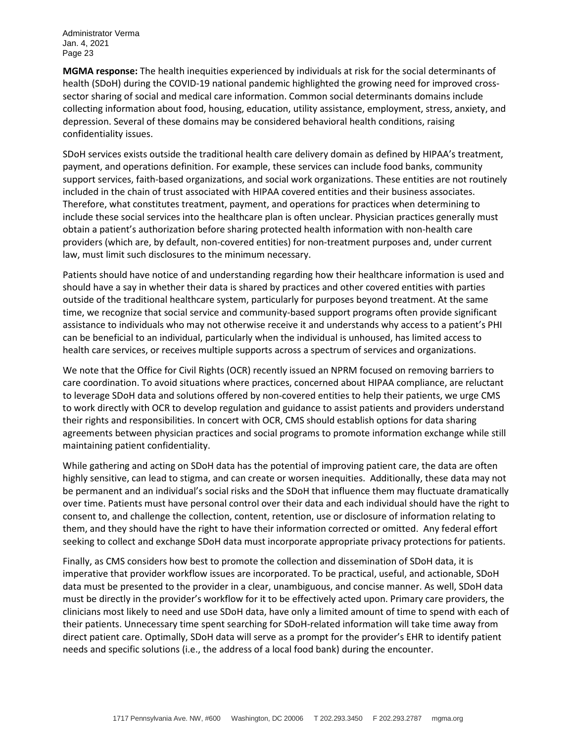**MGMA response:** The health inequities experienced by individuals at risk for the social determinants of health (SDoH) during the COVID-19 national pandemic highlighted the growing need for improved cross-sector sharing of social and medical care information. Common social determinants domains include collecting information about food, housing, education, utility assistance, employment, stress, anxiety, and depression. Several of these domains may be considered behavioral health conditions, raising confidentiality issues.

SDoH services exists outside the traditional health care delivery domain as defined by HIPAA's treatment, payment, and operations definition. For example, these services can include food banks, community support services, faith-based organizations, and social work organizations. These entities are not routinely included in the chain of trust associated with HIPAA covered entities and their business associates. Therefore, what constitutes treatment, payment, and operations for practices when determining to include these social services into the healthcare plan is often unclear. Physician practices generally must obtain a patient's authorization before sharing protected health information with non-health care providers (which are, by default, non-covered entities) for non-treatment purposes and, under current law, must limit such disclosures to the minimum necessary.

Patients should have notice of and understanding regarding how their healthcare information is used and should have a say in whether their data is shared by practices and other covered entities with parties outside of the traditional healthcare system, particularly for purposes beyond treatment. At the same time, we recognize that social service and community-based support programs often provide significant assistance to individuals who may not otherwise receive it and understands why access to a patient's PHI can be beneficial to an individual, particularly when the individual is unhoused, has limited access to health care services, or receives multiple supports across a spectrum of services and organizations.

We note that the Office for Civil Rights (OCR) recently issued an NPRM focused on removing barriers to care coordination. To avoid situations where practices, concerned about HIPAA compliance, are reluctant to leverage SDoH data and solutions offered by non-covered entities to help their patients, we urge CMS to work directly with OCR to develop regulation and guidance to assist patients and providers understand their rights and responsibilities. In concert with OCR, CMS should establish options for data sharing agreements between physician practices and social programs to promote information exchange while still maintaining patient confidentiality.

While gathering and acting on SDoH data has the potential of improving patient care, the data are often highly sensitive, can lead to stigma, and can create or worsen inequities. Additionally, these data may not be permanent and an individual's social risks and the SDoH that influence them may fluctuate dramatically over time. Patients must have personal control over their data and each individual should have the right to consent to, and challenge the collection, content, retention, use or disclosure of information relating to them, and they should have the right to have their information corrected or omitted. Any federal effort seeking to collect and exchange SDoH data must incorporate appropriate privacy protections for patients.

Finally, as CMS considers how best to promote the collection and dissemination of SDoH data, it is imperative that provider workflow issues are incorporated. To be practical, useful, and actionable, SDoH data must be presented to the provider in a clear, unambiguous, and concise manner. As well, SDoH data must be directly in the provider's workflow for it to be effectively acted upon. Primary care providers, the clinicians most likely to need and use SDoH data, have only a limited amount of time to spend with each of their patients. Unnecessary time spent searching for SDoH-related information will take time away from direct patient care. Optimally, SDoH data will serve as a prompt for the provider's EHR to identify patient needs and specific solutions (i.e., the address of a local food bank) during the encounter.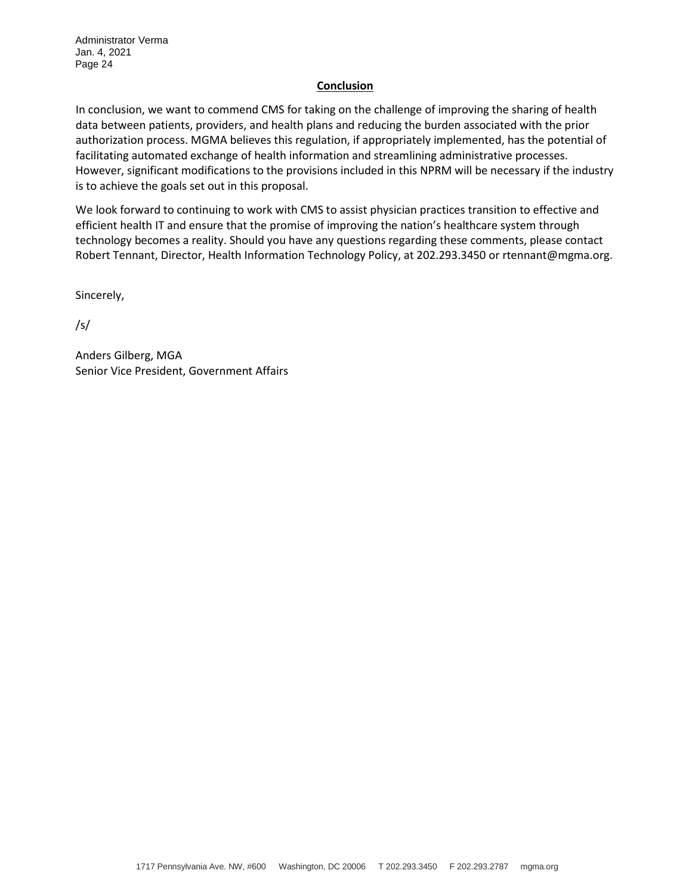## Conclusion

In conclusion, we want to commend CMS for taking on the challenge of improving the sharing of health data between patients, providers, and health plans and reducing the burden associated with the prior authorization process. MGMA believes this regulation, if appropriately implemented, has the potential of facilitating automated exchange of health information and streamlining administrative processes. However, significant modifications to the provisions included in this NPRM will be necessary if the industry is to achieve the goals set out in this proposal.

We look forward to continuing to work with CMS to assist physician practices transition to effective and efficient health IT and ensure that the promise of improving the nation's healthcare system through technology becomes a reality. Should you have any questions regarding these comments, please contact Robert Tennant, Director, Health Information Technology Policy, at 202.293.3450 or rtennant@mgma.org.

Sincerely,

/s/

Anders Gilberg, MGA
Senior Vice President, Government Affairs